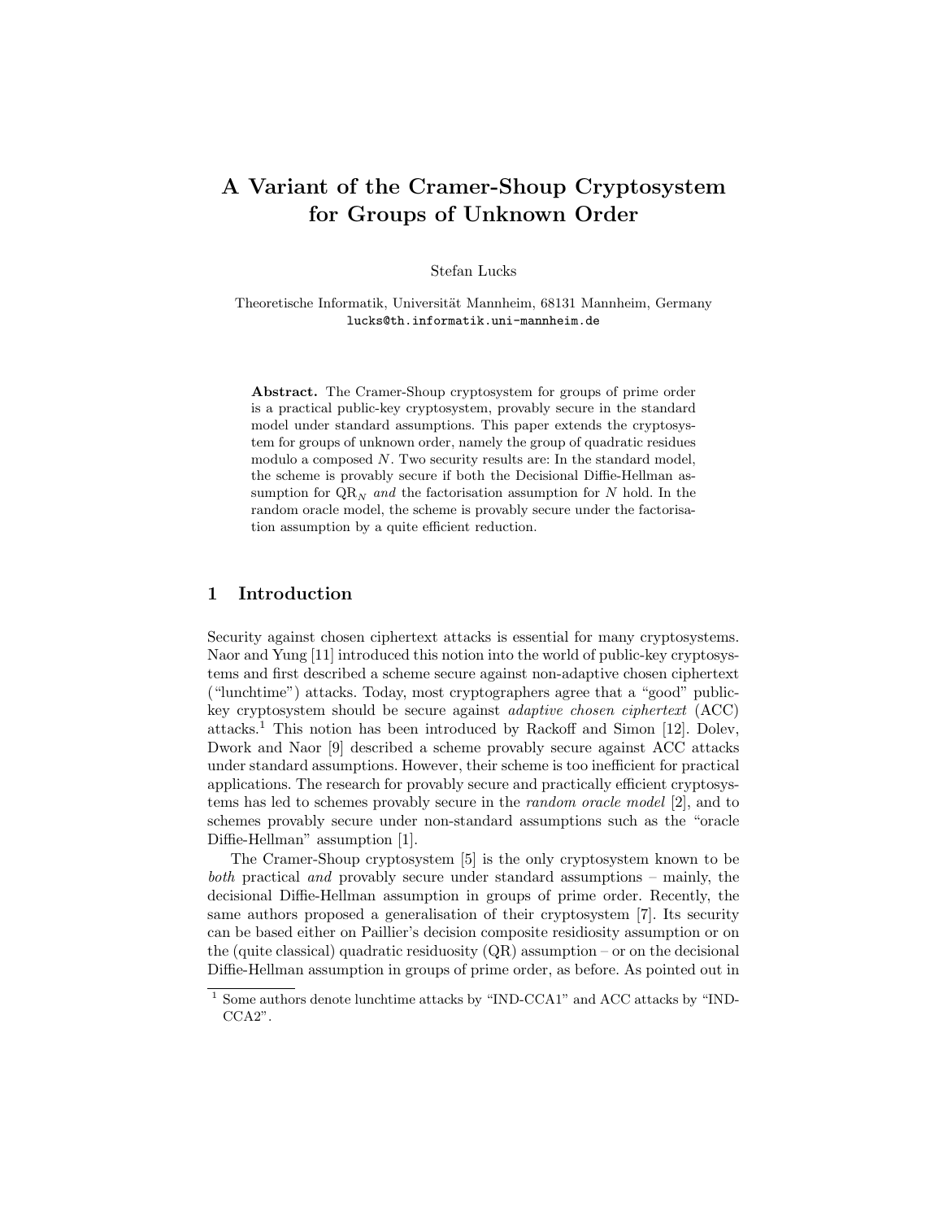# A Variant of the Cramer-Shoup Cryptosystem for Groups of Unknown Order

Stefan Lucks

Theoretische Informatik, Universität Mannheim, 68131 Mannheim, Germany
lucks@th.informatik.uni-mannheim.de

**Abstract.** The Cramer-Shoup cryptosystem for groups of prime order is a practical public-key cryptosystem, provably secure in the standard model under standard assumptions. This paper extends the cryptosystem for groups of unknown order, namely the group of quadratic residues modulo a composed $N$. Two security results are: In the standard model, the scheme is provably secure if both the Decisional Diffie-Hellman assumption for $\mathrm{QR}_N$ *and* the factorisation assumption for $N$ hold. In the random oracle model, the scheme is provably secure under the factorisation assumption by a quite efficient reduction.

## 1 Introduction

Security against chosen ciphertext attacks is essential for many cryptosystems. Naor and Yung [11] introduced this notion into the world of public-key cryptosystems and first described a scheme secure against non-adaptive chosen ciphertext ("lunchtime") attacks. Today, most cryptographers agree that a "good" public-key cryptosystem should be secure against *adaptive chosen ciphertext* (ACC) attacks.[1] This notion has been introduced by Rackoff and Simon [12]. Dolev, Dwork and Naor [9] described a scheme provably secure against ACC attacks under standard assumptions. However, their scheme is too inefficient for practical applications. The research for provably secure and practically efficient cryptosystems has led to schemes provably secure in the *random oracle model* [2], and to schemes provably secure under non-standard assumptions such as the "oracle Diffie-Hellman" assumption [1].

The Cramer-Shoup cryptosystem [5] is the only cryptosystem known to be *both* practical *and* provably secure under standard assumptions – mainly, the decisional Diffie-Hellman assumption in groups of prime order. Recently, the same authors proposed a generalisation of their cryptosystem [7]. Its security can be based either on Paillier's decision composite residiosity assumption or on the (quite classical) quadratic residuosity (QR) assumption – or on the decisional Diffie-Hellman assumption in groups of prime order, as before. As pointed out in

[1] Some authors denote lunchtime attacks by "IND-CCA1" and ACC attacks by "IND-CCA2".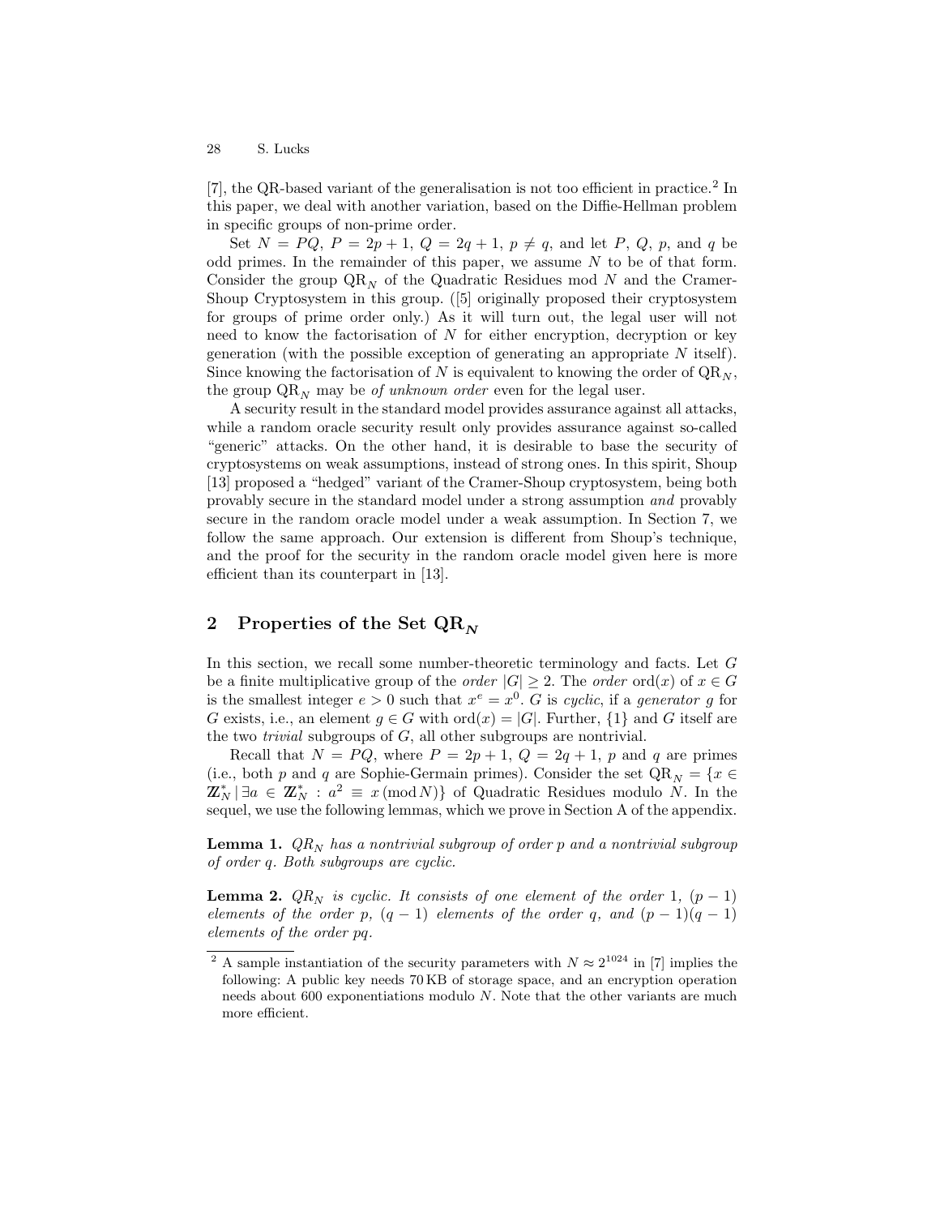[7], the QR-based variant of the generalisation is not too efficient in practice.[2] In this paper, we deal with another variation, based on the Diffie-Hellman problem in specific groups of non-prime order.

Set $N = PQ$, $P = 2p + 1$, $Q = 2q + 1$, $p \neq q$, and let $P$, $Q$, $p$, and $q$ be odd primes. In the remainder of this paper, we assume $N$ to be of that form. Consider the group $\mathrm{QR}_N$ of the Quadratic Residues mod $N$ and the Cramer-Shoup Cryptosystem in this group. ([5] originally proposed their cryptosystem for groups of prime order only.) As it will turn out, the legal user will not need to know the factorisation of $N$ for either encryption, decryption or key generation (with the possible exception of generating an appropriate $N$ itself). Since knowing the factorisation of $N$ is equivalent to knowing the order of $\mathrm{QR}_N$, the group $\mathrm{QR}_N$ may be *of unknown order* even for the legal user.

A security result in the standard model provides assurance against all attacks, while a random oracle security result only provides assurance against so-called "generic" attacks. On the other hand, it is desirable to base the security of cryptosystems on weak assumptions, instead of strong ones. In this spirit, Shoup [13] proposed a "hedged" variant of the Cramer-Shoup cryptosystem, being both provably secure in the standard model under a strong assumption *and* provably secure in the random oracle model under a weak assumption. In Section 7, we follow the same approach. Our extension is different from Shoup's technique, and the proof for the security in the random oracle model given here is more efficient than its counterpart in [13].

## 2 Properties of the Set $\mathrm{QR}_N$

In this section, we recall some number-theoretic terminology and facts. Let $G$ be a finite multiplicative group of the *order* $|G| \geq 2$. The *order* $\mathrm{ord}(x)$ of $x \in G$ is the smallest integer $e > 0$ such that $x^e = x^0$. $G$ is *cyclic*, if a *generator* $g$ for $G$ exists, i.e., an element $g \in G$ with $\mathrm{ord}(x) = |G|$. Further, $\{1\}$ and $G$ itself are the two *trivial* subgroups of $G$, all other subgroups are nontrivial.

Recall that $N = PQ$, where $P = 2p + 1$, $Q = 2q + 1$, $p$ and $q$ are primes (i.e., both $p$ and $q$ are Sophie-Germain primes). Consider the set $\mathrm{QR}_N = \{x \in \mathbb{Z}_N^* \mid \exists a \in \mathbb{Z}_N^* : a^2 \equiv x \pmod{N}\}$ of Quadratic Residues modulo $N$. In the sequel, we use the following lemmas, which we prove in Section A of the appendix.

**Lemma 1.** *$QR_N$ has a nontrivial subgroup of order $p$ and a nontrivial subgroup of order $q$. Both subgroups are cyclic.*

**Lemma 2.** *$QR_N$ is cyclic. It consists of one element of the order 1, $(p-1)$ elements of the order $p$, $(q-1)$ elements of the order $q$, and $(p-1)(q-1)$ elements of the order $pq$.*

---

[2] A sample instantiation of the security parameters with $N \approx 2^{1024}$ in [7] implies the following: A public key needs 70 KB of storage space, and an encryption operation needs about 600 exponentiations modulo $N$. Note that the other variants are much more efficient.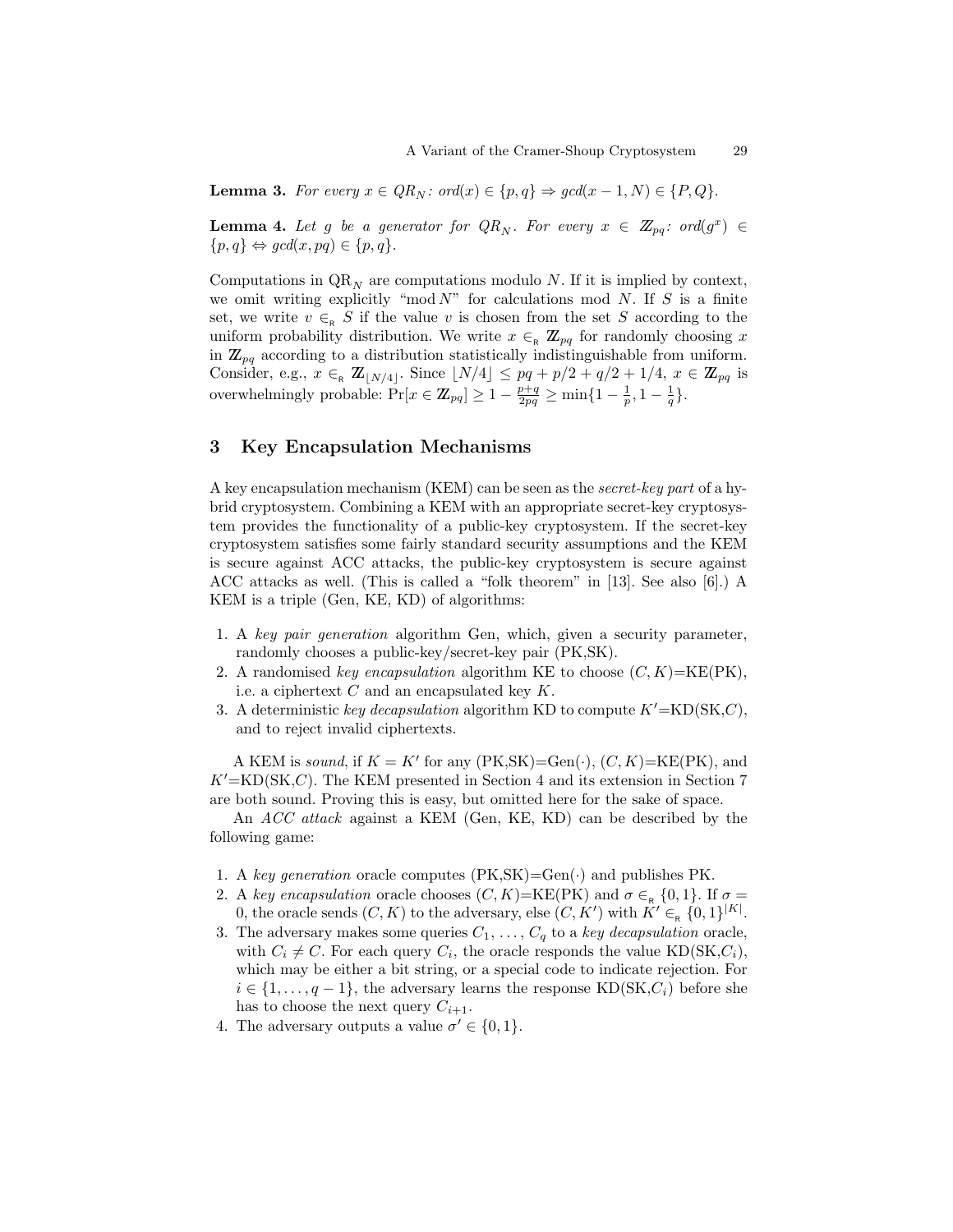**Lemma 3.** *For every $x \in QR_N$: $ord(x) \in \{p, q\} \Rightarrow gcd(x-1, N) \in \{P, Q\}$.*

**Lemma 4.** *Let $g$ be a generator for $QR_N$. For every $x \in \mathbb{Z}_{pq}$: $ord(g^x) \in \{p, q\} \Leftrightarrow gcd(x, pq) \in \{p, q\}$.*

Computations in $\mathrm{QR}_N$ are computations modulo $N$. If it is implied by context, we omit writing explicitly "mod $N$" for calculations mod $N$. If $S$ is a finite set, we write $v \in_{\mathsf{R}} S$ if the value $v$ is chosen from the set $S$ according to the uniform probability distribution. We write $x \in_{\mathsf{R}} \mathbb{Z}_{pq}$ for randomly choosing $x$ in $\mathbb{Z}_{pq}$ according to a distribution statistically indistinguishable from uniform. Consider, e.g., $x \in_{\mathsf{R}} \mathbb{Z}_{\lfloor N/4 \rfloor}$. Since $\lfloor N/4 \rfloor \leq pq + p/2 + q/2 + 1/4$, $x \in \mathbb{Z}_{pq}$ is overwhelmingly probable: $\Pr[x \in \mathbb{Z}_{pq}] \geq 1 - \frac{p+q}{2pq} \geq \min\{1 - \frac{1}{p}, 1 - \frac{1}{q}\}$.

## 3 Key Encapsulation Mechanisms

A key encapsulation mechanism (KEM) can be seen as the *secret-key part* of a hybrid cryptosystem. Combining a KEM with an appropriate secret-key cryptosystem provides the functionality of a public-key cryptosystem. If the secret-key cryptosystem satisfies some fairly standard security assumptions and the KEM is secure against ACC attacks, the public-key cryptosystem is secure against ACC attacks as well. (This is called a "folk theorem" in [13]. See also [6].) A KEM is a triple (Gen, KE, KD) of algorithms:

1. A *key pair generation* algorithm Gen, which, given a security parameter, randomly chooses a public-key/secret-key pair (PK,SK).
2. A randomised *key encapsulation* algorithm KE to choose $(C, K)$=KE(PK), i.e. a ciphertext $C$ and an encapsulated key $K$.
3. A deterministic *key decapsulation* algorithm KD to compute $K'$=KD(SK,$C$), and to reject invalid ciphertexts.

A KEM is *sound*, if $K = K'$ for any (PK,SK)=Gen($\cdot$), $(C, K)$=KE(PK), and $K'$=KD(SK,$C$). The KEM presented in Section 4 and its extension in Section 7 are both sound. Proving this is easy, but omitted here for the sake of space.

An *ACC attack* against a KEM (Gen, KE, KD) can be described by the following game:

1. A *key generation* oracle computes (PK,SK)=Gen($\cdot$) and publishes PK.
2. A *key encapsulation* oracle chooses $(C, K)$=KE(PK) and $\sigma \in_{\mathsf{R}} \{0, 1\}$. If $\sigma = 0$, the oracle sends $(C, K)$ to the adversary, else $(C, K')$ with $K' \in_{\mathsf{R}} \{0, 1\}^{|K|}$.
3. The adversary makes some queries $C_1, \ldots, C_q$ to a *key decapsulation* oracle, with $C_i \neq C$. For each query $C_i$, the oracle responds the value KD(SK,$C_i$), which may be either a bit string, or a special code to indicate rejection. For $i \in \{1, \ldots, q-1\}$, the adversary learns the response KD(SK,$C_i$) before she has to choose the next query $C_{i+1}$.
4. The adversary outputs a value $\sigma' \in \{0, 1\}$.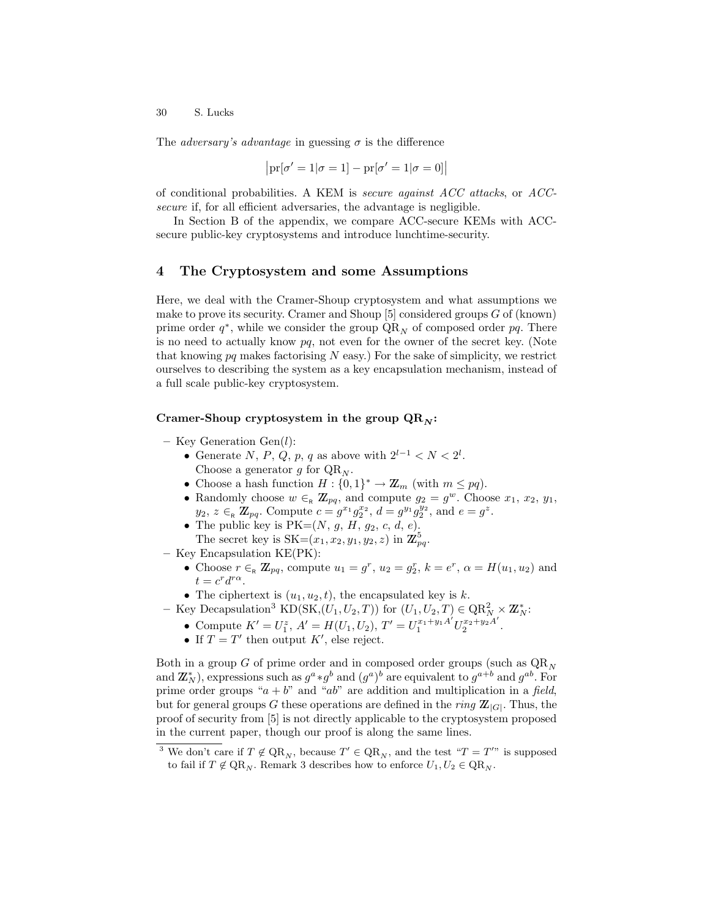The *adversary's advantage* in guessing $\sigma$ is the difference

$$\left|\text{pr}[\sigma' = 1|\sigma = 1] - \text{pr}[\sigma' = 1|\sigma = 0]\right|$$

of conditional probabilities. A KEM is *secure against ACC attacks*, or *ACC-secure* if, for all efficient adversaries, the advantage is negligible.

In Section B of the appendix, we compare ACC-secure KEMs with ACC-secure public-key cryptosystems and introduce lunchtime-security.

## 4 The Cryptosystem and some Assumptions

Here, we deal with the Cramer-Shoup cryptosystem and what assumptions we make to prove its security. Cramer and Shoup [5] considered groups $G$ of (known) prime order $q^*$, while we consider the group $\text{QR}_N$ of composed order $pq$. There is no need to actually know $pq$, not even for the owner of the secret key. (Note that knowing $pq$ makes factorising $N$ easy.) For the sake of simplicity, we restrict ourselves to describing the system as a key encapsulation mechanism, instead of a full scale public-key cryptosystem.

**Cramer-Shoup cryptosystem in the group $\text{QR}_N$:**

- Key Generation Gen($l$):
  - Generate $N$, $P$, $Q$, $p$, $q$ as above with $2^{l-1} < N < 2^l$. Choose a generator $g$ for $\text{QR}_N$.
  - Choose a hash function $H : \{0,1\}^* \to \mathbb{Z}_m$ (with $m \leq pq$).
  - Randomly choose $w \in_{\text{R}} \mathbb{Z}_{pq}$, and compute $g_2 = g^w$. Choose $x_1$, $x_2$, $y_1$, $y_2$, $z \in_{\text{R}} \mathbb{Z}_{pq}$. Compute $c = g^{x_1} g_2^{x_2}$, $d = g^{y_1} g_2^{y_2}$, and $e = g^z$.
  - The public key is PK=($N$, $g$, $H$, $g_2$, $c$, $d$, $e$). The secret key is SK=$(x_1, x_2, y_1, y_2, z)$ in $\mathbb{Z}_{pq}^5$.
- Key Encapsulation KE(PK):
  - Choose $r \in_{\text{R}} \mathbb{Z}_{pq}$, compute $u_1 = g^r$, $u_2 = g_2^r$, $k = e^r$, $\alpha = H(u_1, u_2)$ and $t = c^r d^{r\alpha}$.
  - The ciphertext is $(u_1, u_2, t)$, the encapsulated key is $k$.
- Key Decapsulation[3] KD(SK,$(U_1, U_2, T)$) for $(U_1, U_2, T) \in \text{QR}_N^2 \times \mathbb{Z}_N^*$:
  - Compute $K' = U_1^z$, $A' = H(U_1, U_2)$, $T' = U_1^{x_1 + y_1 A'} U_2^{x_2 + y_2 A'}$.
  - If $T = T'$ then output $K'$, else reject.

Both in a group $G$ of prime order and in composed order groups (such as $\text{QR}_N$ and $\mathbb{Z}_N^*$), expressions such as $g^a * g^b$ and $(g^a)^b$ are equivalent to $g^{a+b}$ and $g^{ab}$. For prime order groups "$a + b$" and "$ab$" are addition and multiplication in a *field*, but for general groups $G$ these operations are defined in the *ring* $\mathbb{Z}_{|G|}$. Thus, the proof of security from [5] is not directly applicable to the cryptosystem proposed in the current paper, though our proof is along the same lines.

---

[3] We don't care if $T \notin \text{QR}_N$, because $T' \in \text{QR}_N$, and the test "$T = T'$" is supposed to fail if $T \notin \text{QR}_N$. Remark 3 describes how to enforce $U_1, U_2 \in \text{QR}_N$.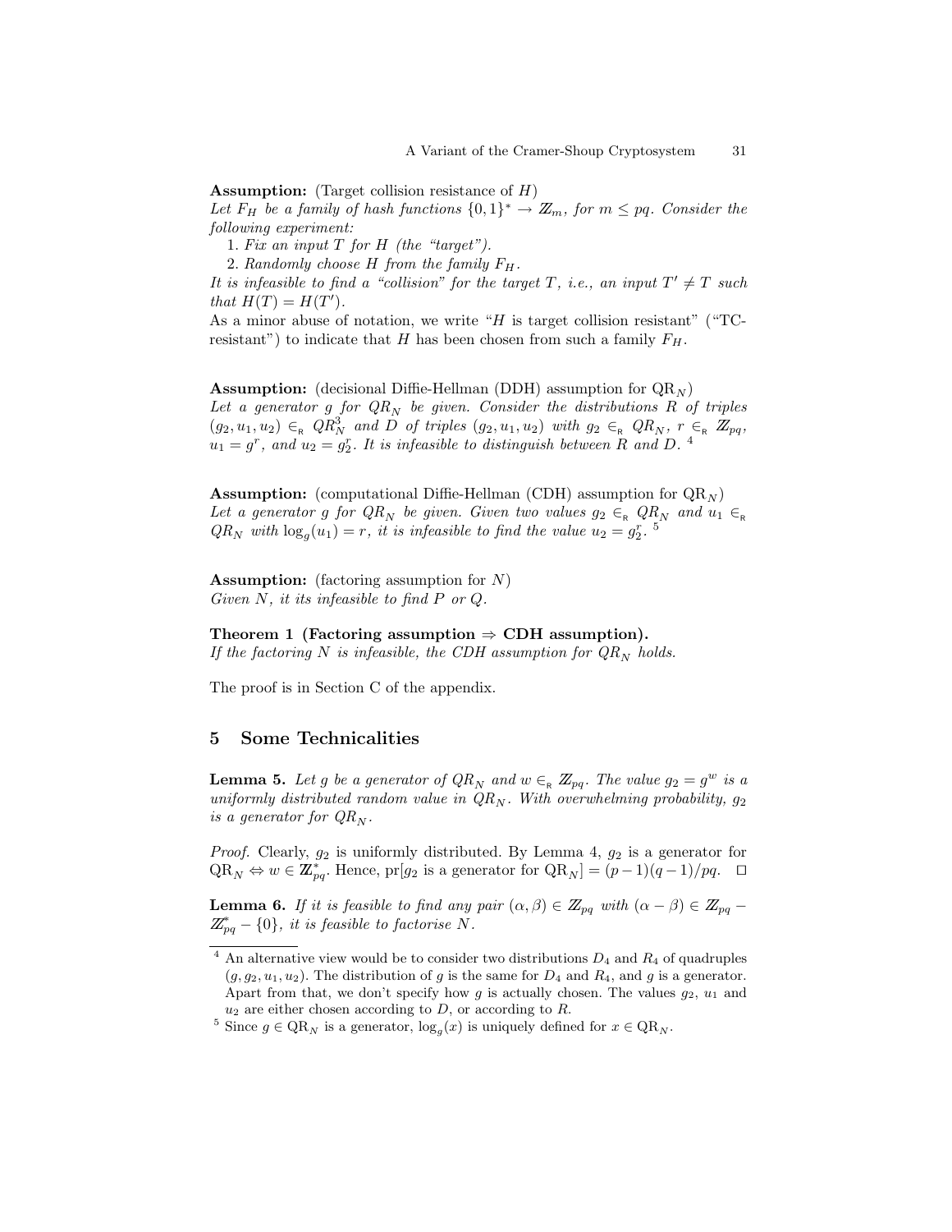**Assumption:** (Target collision resistance of $H$)
*Let $F_H$ be a family of hash functions $\{0,1\}^* \rightarrow \mathbb{Z}_m$, for $m \leq pq$. Consider the following experiment:*

1. *Fix an input $T$ for $H$ (the "target").*
2. *Randomly choose $H$ from the family $F_H$.*

*It is infeasible to find a "collision" for the target $T$, i.e., an input $T' \neq T$ such that $H(T) = H(T')$.*

As a minor abuse of notation, we write "$H$ is target collision resistant" ("TC-resistant") to indicate that $H$ has been chosen from such a family $F_H$.

**Assumption:** (decisional Diffie-Hellman (DDH) assumption for $\mathrm{QR}_N$)
*Let a generator $g$ for $QR_N$ be given. Consider the distributions $R$ of triples $(g_2, u_1, u_2) \in_{\mathsf{R}} QR_N^3$ and $D$ of triples $(g_2, u_1, u_2)$ with $g_2 \in_{\mathsf{R}} QR_N$, $r \in_{\mathsf{R}} \mathbb{Z}_{pq}$, $u_1 = g^r$, and $u_2 = g_2^r$. It is infeasible to distinguish between $R$ and $D$.* [4]

**Assumption:** (computational Diffie-Hellman (CDH) assumption for $\mathrm{QR}_N$)
*Let a generator $g$ for $QR_N$ be given. Given two values $g_2 \in_{\mathsf{R}} QR_N$ and $u_1 \in_{\mathsf{R}} QR_N$ with $\log_g(u_1) = r$, it is infeasible to find the value $u_2 = g_2^r$.* [5]

**Assumption:** (factoring assumption for $N$)
*Given $N$, it its infeasible to find $P$ or $Q$.*

**Theorem 1 (Factoring assumption $\Rightarrow$ CDH assumption).**
*If the factoring $N$ is infeasible, the CDH assumption for $QR_N$ holds.*

The proof is in Section C of the appendix.

## 5 Some Technicalities

**Lemma 5.** *Let $g$ be a generator of $QR_N$ and $w \in_{\mathsf{R}} \mathbb{Z}_{pq}$. The value $g_2 = g^w$ is a uniformly distributed random value in $QR_N$. With overwhelming probability, $g_2$ is a generator for $QR_N$.*

*Proof.* Clearly, $g_2$ is uniformly distributed. By Lemma 4, $g_2$ is a generator for $\mathrm{QR}_N \Leftrightarrow w \in \mathbb{Z}_{pq}^*$. Hence, $\mathrm{pr}[g_2$ is a generator for $\mathrm{QR}_N] = (p-1)(q-1)/pq$. $\square$

**Lemma 6.** *If it is feasible to find any pair $(\alpha, \beta) \in \mathbb{Z}_{pq}$ with $(\alpha - \beta) \in \mathbb{Z}_{pq} - \mathbb{Z}_{pq}^* - \{0\}$, it is feasible to factorise $N$.*

---

[4] An alternative view would be to consider two distributions $D_4$ and $R_4$ of quadruples $(g, g_2, u_1, u_2)$. The distribution of $g$ is the same for $D_4$ and $R_4$, and $g$ is a generator. Apart from that, we don't specify how $g$ is actually chosen. The values $g_2$, $u_1$ and $u_2$ are either chosen according to $D$, or according to $R$.

[5] Since $g \in \mathrm{QR}_N$ is a generator, $\log_g(x)$ is uniquely defined for $x \in \mathrm{QR}_N$.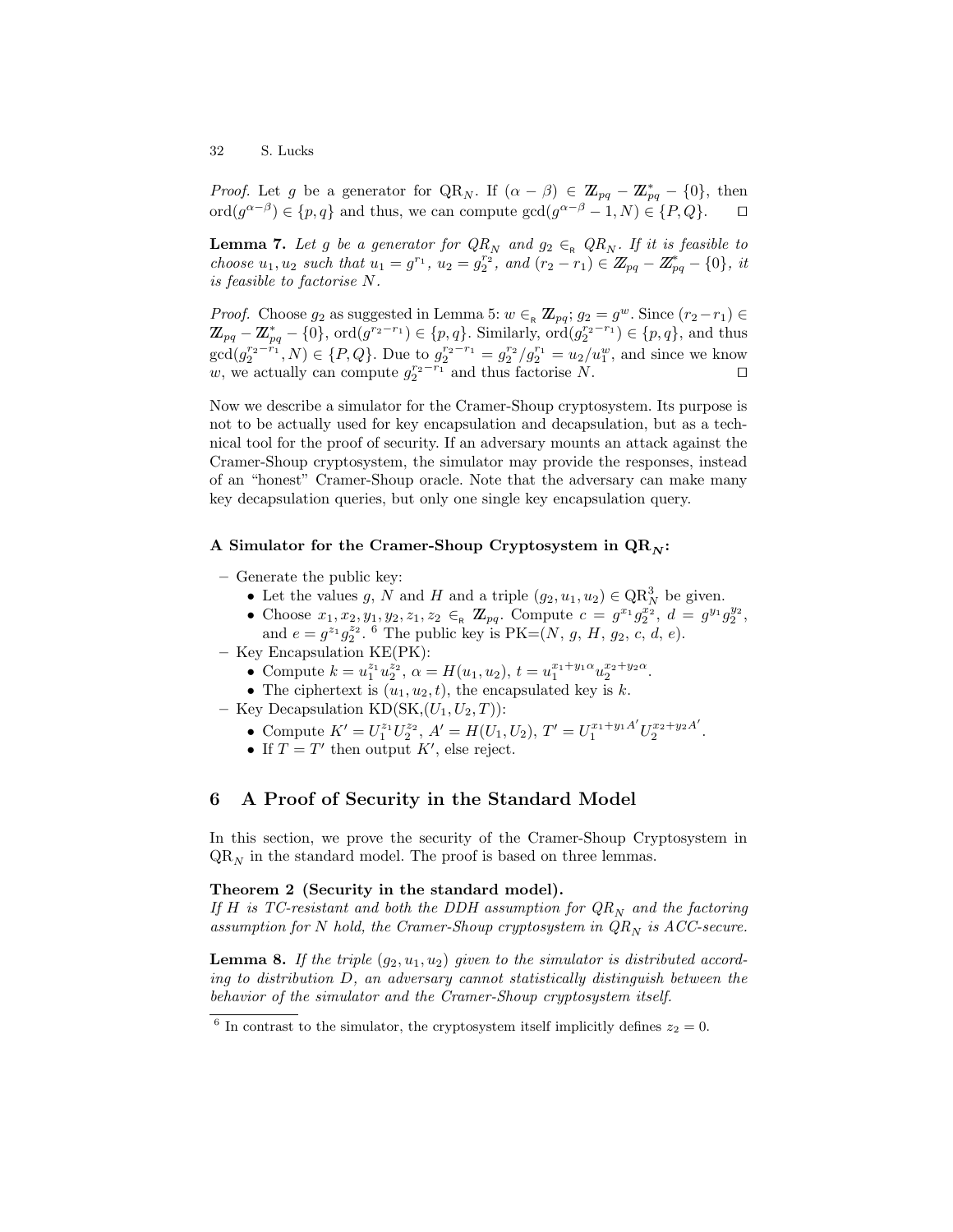*Proof.* Let $g$ be a generator for $\mathrm{QR}_N$. If $(\alpha - \beta) \in \mathbb{Z}_{pq} - \mathbb{Z}_{pq}^* - \{0\}$, then $\mathrm{ord}(g^{\alpha-\beta}) \in \{p, q\}$ and thus, we can compute $\gcd(g^{\alpha-\beta} - 1, N) \in \{P, Q\}$. □

**Lemma 7.** *Let $g$ be a generator for $QR_N$ and $g_2 \in_{\mathsf{R}} QR_N$. If it is feasible to choose $u_1, u_2$ such that $u_1 = g^{r_1}$, $u_2 = g_2^{r_2}$, and $(r_2 - r_1) \in \mathbb{Z}_{pq} - \mathbb{Z}_{pq}^* - \{0\}$, it is feasible to factorise $N$.*

*Proof.* Choose $g_2$ as suggested in Lemma 5: $w \in_{\mathsf{R}} \mathbb{Z}_{pq}$; $g_2 = g^w$. Since $(r_2 - r_1) \in \mathbb{Z}_{pq} - \mathbb{Z}_{pq}^* - \{0\}$, $\mathrm{ord}(g^{r_2-r_1}) \in \{p, q\}$. Similarly, $\mathrm{ord}(g_2^{r_2-r_1}) \in \{p, q\}$, and thus $\gcd(g_2^{r_2-r_1}, N) \in \{P, Q\}$. Due to $g_2^{r_2-r_1} = g_2^{r_2}/g_2^{r_1} = u_2/u_1^w$, and since we know $w$, we actually can compute $g_2^{r_2-r_1}$ and thus factorise $N$. □

Now we describe a simulator for the Cramer-Shoup cryptosystem. Its purpose is not to be actually used for key encapsulation and decapsulation, but as a technical tool for the proof of security. If an adversary mounts an attack against the Cramer-Shoup cryptosystem, the simulator may provide the responses, instead of an "honest" Cramer-Shoup oracle. Note that the adversary can make many key decapsulation queries, but only one single key encapsulation query.

#### A Simulator for the Cramer-Shoup Cryptosystem in $\mathrm{QR}_N$:

- Generate the public key:
  - Let the values $g$, $N$ and $H$ and a triple $(g_2, u_1, u_2) \in \mathrm{QR}_N^3$ be given.
  - Choose $x_1, x_2, y_1, y_2, z_1, z_2 \in_{\mathsf{R}} \mathbb{Z}_{pq}$. Compute $c = g^{x_1} g_2^{x_2}$, $d = g^{y_1} g_2^{y_2}$, and $e = g^{z_1} g_2^{z_2}$. [6] The public key is PK=$(N, g, H, g_2, c, d, e)$.
- Key Encapsulation KE(PK):
  - Compute $k = u_1^{z_1} u_2^{z_2}$, $\alpha = H(u_1, u_2)$, $t = u_1^{x_1 + y_1 \alpha} u_2^{x_2 + y_2 \alpha}$.
  - The ciphertext is $(u_1, u_2, t)$, the encapsulated key is $k$.
- Key Decapsulation KD(SK,$(U_1, U_2, T)$):
  - Compute $K' = U_1^{z_1} U_2^{z_2}$, $A' = H(U_1, U_2)$, $T' = U_1^{x_1 + y_1 A'} U_2^{x_2 + y_2 A'}$.
  - If $T = T'$ then output $K'$, else reject.

## 6 A Proof of Security in the Standard Model

In this section, we prove the security of the Cramer-Shoup Cryptosystem in $\mathrm{QR}_N$ in the standard model. The proof is based on three lemmas.

**Theorem 2 (Security in the standard model).**
*If $H$ is TC-resistant and both the DDH assumption for $QR_N$ and the factoring assumption for $N$ hold, the Cramer-Shoup cryptosystem in $QR_N$ is ACC-secure.*

**Lemma 8.** *If the triple $(g_2, u_1, u_2)$ given to the simulator is distributed according to distribution $D$, an adversary cannot statistically distinguish between the behavior of the simulator and the Cramer-Shoup cryptosystem itself.*

---

[6] In contrast to the simulator, the cryptosystem itself implicitly defines $z_2 = 0$.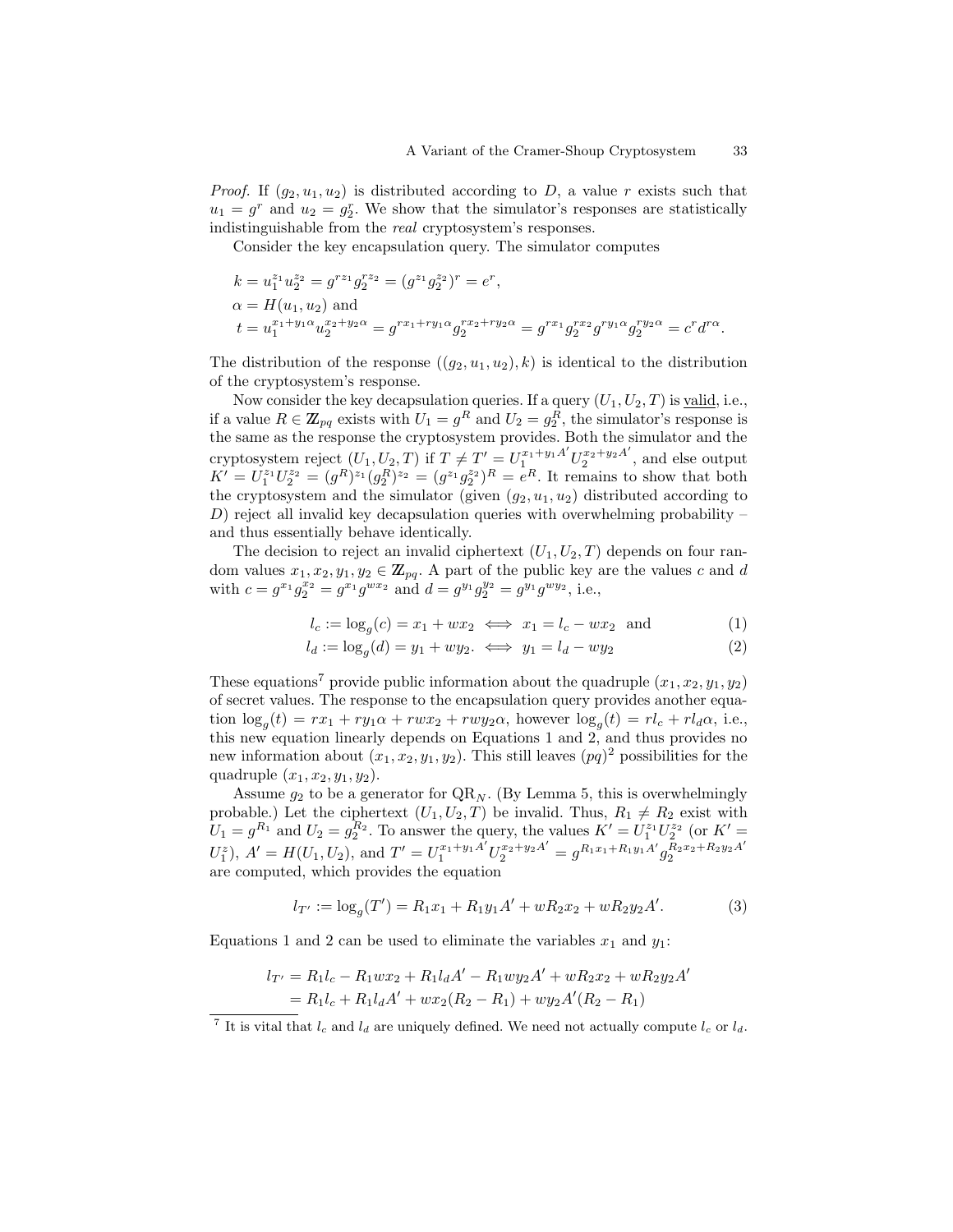*Proof.* If $(g_2, u_1, u_2)$ is distributed according to $D$, a value $r$ exists such that $u_1 = g^r$ and $u_2 = g_2^r$. We show that the simulator's responses are statistically indistinguishable from the *real* cryptosystem's responses.

Consider the key encapsulation query. The simulator computes

$$
\begin{aligned}
&k = u_1^{z_1} u_2^{z_2} = g^{rz_1} g_2^{rz_2} = (g^{z_1} g_2^{z_2})^r = e^r, \\
&\alpha = H(u_1, u_2) \text{ and} \\
&t = u_1^{x_1 + y_1\alpha} u_2^{x_2 + y_2\alpha} = g^{rx_1 + ry_1\alpha} g_2^{rx_2 + ry_2\alpha} = g^{rx_1} g_2^{rx_2} g^{ry_1\alpha} g_2^{ry_2\alpha} = c^r d^{r\alpha}.
\end{aligned}
$$

The distribution of the response $((g_2, u_1, u_2), k)$ is identical to the distribution of the cryptosystem's response.

Now consider the key decapsulation queries. If a query $(U_1, U_2, T)$ is <u>valid</u>, i.e., if a value $R \in \mathbb{Z}_{pq}$ exists with $U_1 = g^R$ and $U_2 = g_2^R$, the simulator's response is the same as the response the cryptosystem provides. Both the simulator and the cryptosystem reject $(U_1, U_2, T)$ if $T \neq T' = U_1^{x_1 + y_1 A'} U_2^{x_2 + y_2 A'}$, and else output $K' = U_1^{z_1} U_2^{z_2} = (g^R)^{z_1} (g_2^R)^{z_2} = (g^{z_1} g_2^{z_2})^R = e^R$. It remains to show that both the cryptosystem and the simulator (given $(g_2, u_1, u_2)$ distributed according to $D$) reject all invalid key decapsulation queries with overwhelming probability – and thus essentially behave identically.

The decision to reject an invalid ciphertext $(U_1, U_2, T)$ depends on four random values $x_1, x_2, y_1, y_2 \in \mathbb{Z}_{pq}$. A part of the public key are the values $c$ and $d$ with $c = g^{x_1} g_2^{x_2} = g^{x_1} g^{wx_2}$ and $d = g^{y_1} g_2^{y_2} = g^{y_1} g^{wy_2}$, i.e.,

$$
l_c := \log_g(c) = x_1 + wx_2 \iff x_1 = l_c - wx_2 \quad \text{and} \tag{1}
$$

$$
l_d := \log_g(d) = y_1 + wy_2. \iff y_1 = l_d - wy_2 \tag{2}
$$

These equations[7] provide public information about the quadruple $(x_1, x_2, y_1, y_2)$ of secret values. The response to the encapsulation query provides another equation $\log_g(t) = rx_1 + ry_1\alpha + rwx_2 + rwy_2\alpha$, however $\log_g(t) = rl_c + rl_d\alpha$, i.e., this new equation linearly depends on Equations 1 and 2, and thus provides no new information about $(x_1, x_2, y_1, y_2)$. This still leaves $(pq)^2$ possibilities for the quadruple $(x_1, x_2, y_1, y_2)$.

Assume $g_2$ to be a generator for $\mathrm{QR}_N$. (By Lemma 5, this is overwhelmingly probable.) Let the ciphertext $(U_1, U_2, T)$ be invalid. Thus, $R_1 \neq R_2$ exist with $U_1 = g^{R_1}$ and $U_2 = g_2^{R_2}$. To answer the query, the values $K' = U_1^{z_1} U_2^{z_2}$ (or $K' = U_1^z$), $A' = H(U_1, U_2)$, and $T' = U_1^{x_1 + y_1 A'} U_2^{x_2 + y_2 A'} = g^{R_1 x_1 + R_1 y_1 A'} g_2^{R_2 x_2 + R_2 y_2 A'}$ are computed, which provides the equation

$$
l_{T'} := \log_g(T') = R_1 x_1 + R_1 y_1 A' + wR_2 x_2 + wR_2 y_2 A'. \tag{3}
$$

Equations 1 and 2 can be used to eliminate the variables $x_1$ and $y_1$:

$$
\begin{aligned}
l_{T'} &= R_1 l_c - R_1 w x_2 + R_1 l_d A' - R_1 w y_2 A' + wR_2 x_2 + wR_2 y_2 A' \\
&= R_1 l_c + R_1 l_d A' + w x_2 (R_2 - R_1) + w y_2 A' (R_2 - R_1)
\end{aligned}
$$

---

[7] It is vital that $l_c$ and $l_d$ are uniquely defined. We need not actually compute $l_c$ or $l_d$.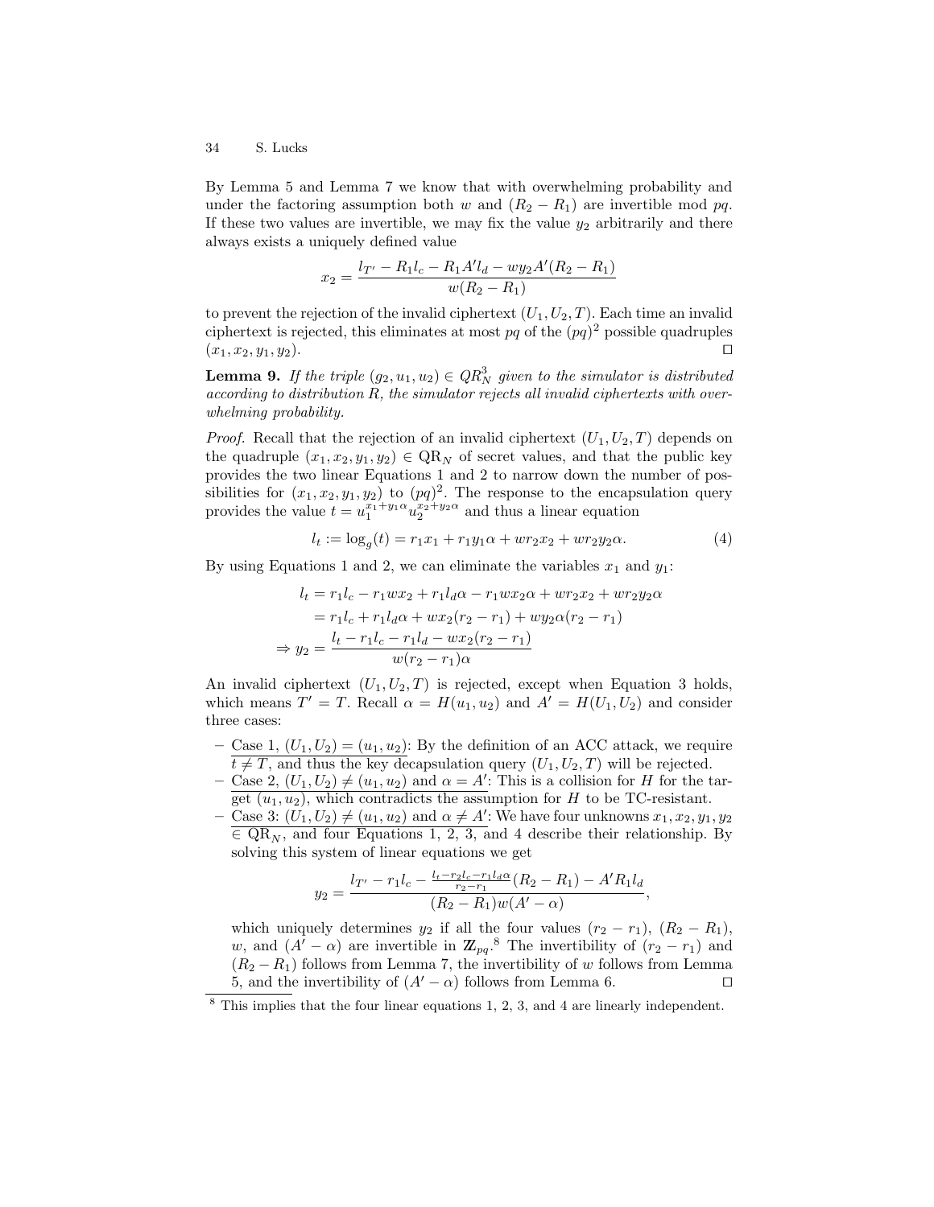By Lemma 5 and Lemma 7 we know that with overwhelming probability and under the factoring assumption both $w$ and $(R_2 - R_1)$ are invertible mod $pq$. If these two values are invertible, we may fix the value $y_2$ arbitrarily and there always exists a uniquely defined value

$$x_2 = \frac{l_{T'} - R_1 l_c - R_1 A' l_d - w y_2 A'(R_2 - R_1)}{w(R_2 - R_1)}$$

to prevent the rejection of the invalid ciphertext $(U_1, U_2, T)$. Each time an invalid ciphertext is rejected, this eliminates at most $pq$ of the $(pq)^2$ possible quadruples $(x_1, x_2, y_1, y_2)$. □

**Lemma 9.** *If the triple $(g_2, u_1, u_2) \in QR_N^3$ given to the simulator is distributed according to distribution $R$, the simulator rejects all invalid ciphertexts with overwhelming probability.*

*Proof.* Recall that the rejection of an invalid ciphertext $(U_1, U_2, T)$ depends on the quadruple $(x_1, x_2, y_1, y_2) \in \mathrm{QR}_N$ of secret values, and that the public key provides the two linear Equations 1 and 2 to narrow down the number of possibilities for $(x_1, x_2, y_1, y_2)$ to $(pq)^2$. The response to the encapsulation query provides the value $t = u_1^{x_1 + y_1 \alpha} u_2^{x_2 + y_2 \alpha}$ and thus a linear equation

$$l_t := \log_g(t) = r_1 x_1 + r_1 y_1 \alpha + w r_2 x_2 + w r_2 y_2 \alpha. \tag{4}$$

By using Equations 1 and 2, we can eliminate the variables $x_1$ and $y_1$:

$$\begin{aligned}
l_t &= r_1 l_c - r_1 w x_2 + r_1 l_d \alpha - r_1 w x_2 \alpha + w r_2 x_2 + w r_2 y_2 \alpha \\
&= r_1 l_c + r_1 l_d \alpha + w x_2 (r_2 - r_1) + w y_2 \alpha (r_2 - r_1) \\
\Rightarrow y_2 &= \frac{l_t - r_1 l_c - r_1 l_d - w x_2 (r_2 - r_1)}{w(r_2 - r_1)\alpha}
\end{aligned}$$

An invalid ciphertext $(U_1, U_2, T)$ is rejected, except when Equation 3 holds, which means $T' = T$. Recall $\alpha = H(u_1, u_2)$ and $A' = H(U_1, U_2)$ and consider three cases:

- Case 1, $(U_1, U_2) = (u_1, u_2)$: By the definition of an ACC attack, we require $t \neq T$, and thus the key decapsulation query $(U_1, U_2, T)$ will be rejected.
- Case 2, $(U_1, U_2) \neq (u_1, u_2)$ and $\alpha = A'$: This is a collision for $H$ for the target $(u_1, u_2)$, which contradicts the assumption for $H$ to be TC-resistant.
- Case 3: $(U_1, U_2) \neq (u_1, u_2)$ and $\alpha \neq A'$: We have four unknowns $x_1, x_2, y_1, y_2 \in \mathrm{QR}_N$, and four Equations 1, 2, 3, and 4 describe their relationship. By solving this system of linear equations we get

$$y_2 = \frac{l_{T'} - r_1 l_c - \frac{l_t - r_2 l_c - r_1 l_d \alpha}{r_2 - r_1}(R_2 - R_1) - A' R_1 l_d}{(R_2 - R_1) w (A' - \alpha)},$$

  which uniquely determines $y_2$ if all the four values $(r_2 - r_1)$, $(R_2 - R_1)$, $w$, and $(A' - \alpha)$ are invertible in $\mathbb{Z}_{pq}$.[8] The invertibility of $(r_2 - r_1)$ and $(R_2 - R_1)$ follows from Lemma 7, the invertibility of $w$ follows from Lemma 5, and the invertibility of $(A' - \alpha)$ follows from Lemma 6. □

[8] This implies that the four linear equations 1, 2, 3, and 4 are linearly independent.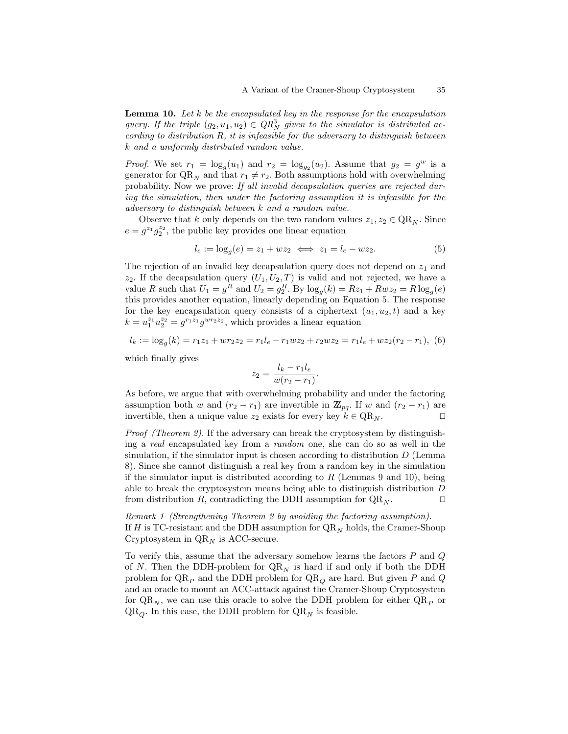**Lemma 10.** *Let $k$ be the encapsulated key in the response for the encapsulation query. If the triple $(g_2, u_1, u_2) \in QR_N^3$ given to the simulator is distributed according to distribution $R$, it is infeasible for the adversary to distinguish between $k$ and a uniformly distributed random value.*

*Proof.* We set $r_1 = \log_g(u_1)$ and $r_2 = \log_{g_2}(u_2)$. Assume that $g_2 = g^w$ is a generator for $\mathrm{QR}_N$ and that $r_1 \neq r_2$. Both assumptions hold with overwhelming probability. Now we prove: *If all invalid decapsulation queries are rejected during the simulation, then under the factoring assumption it is infeasible for the adversary to distinguish between $k$ and a random value.*

Observe that $k$ only depends on the two random values $z_1, z_2 \in \mathrm{QR}_N$. Since $e = g^{z_1} g_2^{z_2}$, the public key provides one linear equation

$$l_e := \log_g(e) = z_1 + wz_2 \iff z_1 = l_e - wz_2. \tag{5}$$

The rejection of an invalid key decapsulation query does not depend on $z_1$ and $z_2$. If the decapsulation query $(U_1, U_2, T)$ is valid and not rejected, we have a value $R$ such that $U_1 = g^R$ and $U_2 = g_2^R$. By $\log_g(k) = Rz_1 + Rwz_2 = R\log_g(e)$ this provides another equation, linearly depending on Equation 5. The response for the key encapsulation query consists of a ciphertext $(u_1, u_2, t)$ and a key $k = u_1^{z_1} u_2^{z_2} = g^{r_1 z_1} g^{w r_2 z_2}$, which provides a linear equation

$$l_k := \log_g(k) = r_1 z_1 + w r_2 z_2 = r_1 l_e - r_1 w z_2 + r_2 w z_2 = r_1 l_e + w z_2 (r_2 - r_1), \tag{6}$$

which finally gives

$$z_2 = \frac{l_k - r_1 l_e}{w(r_2 - r_1)}.$$

As before, we argue that with overwhelming probability and under the factoring assumption both $w$ and $(r_2 - r_1)$ are invertible in $\mathbb{Z}_{pq}$. If $w$ and $(r_2 - r_1)$ are invertible, then a unique value $z_2$ exists for every key $k \in \mathrm{QR}_N$. ◻

*Proof (Theorem 2).* If the adversary can break the cryptosystem by distinguishing a *real* encapsulated key from a *random* one, she can do so as well in the simulation, if the simulator input is chosen according to distribution $D$ (Lemma 8). Since she cannot distinguish a real key from a random key in the simulation if the simulator input is distributed according to $R$ (Lemmas 9 and 10), being able to break the cryptosystem means being able to distinguish distribution $D$ from distribution $R$, contradicting the DDH assumption for $\mathrm{QR}_N$. ◻

*Remark 1 (Strengthening Theorem 2 by avoiding the factoring assumption).* If $H$ is TC-resistant and the DDH assumption for $\mathrm{QR}_N$ holds, the Cramer-Shoup Cryptosystem in $\mathrm{QR}_N$ is ACC-secure.

To verify this, assume that the adversary somehow learns the factors $P$ and $Q$ of $N$. Then the DDH-problem for $\mathrm{QR}_N$ is hard if and only if both the DDH problem for $\mathrm{QR}_P$ and the DDH problem for $\mathrm{QR}_Q$ are hard. But given $P$ and $Q$ and an oracle to mount an ACC-attack against the Cramer-Shoup Cryptosystem for $\mathrm{QR}_N$, we can use this oracle to solve the DDH problem for either $\mathrm{QR}_P$ or $\mathrm{QR}_Q$. In this case, the DDH problem for $\mathrm{QR}_N$ is feasible.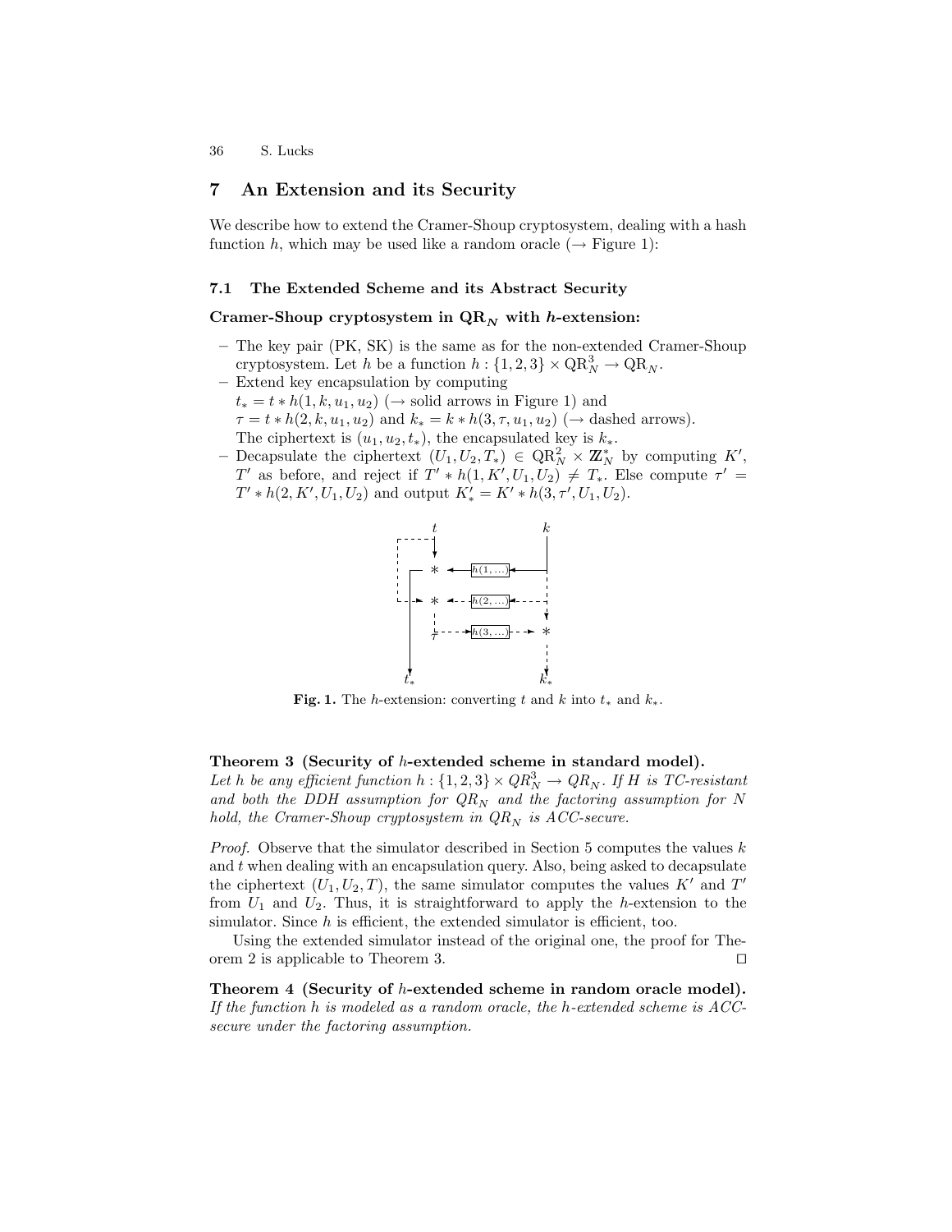## 7 An Extension and its Security

We describe how to extend the Cramer-Shoup cryptosystem, dealing with a hash function $h$, which may be used like a random oracle ($\rightarrow$ Figure 1):

### 7.1 The Extended Scheme and its Abstract Security

**Cramer-Shoup cryptosystem in $\mathrm{QR}_N$ with $h$-extension:**

- The key pair (PK, SK) is the same as for the non-extended Cramer-Shoup cryptosystem. Let $h$ be a function $h : \{1, 2, 3\} \times \mathrm{QR}_N^3 \rightarrow \mathrm{QR}_N$.
- Extend key encapsulation by computing
  $t_* = t * h(1, k, u_1, u_2)$ ($\rightarrow$ solid arrows in Figure 1) and
  $\tau = t * h(2, k, u_1, u_2)$ and $k_* = k * h(3, \tau, u_1, u_2)$ ($\rightarrow$ dashed arrows).
  The ciphertext is $(u_1, u_2, t_*)$, the encapsulated key is $k_*$.
- Decapsulate the ciphertext $(U_1, U_2, T_*) \in \mathrm{QR}_N^2 \times \mathbb{Z}_N^*$ by computing $K'$, $T'$ as before, and reject if $T' * h(1, K', U_1, U_2) \neq T_*$. Else compute $\tau' = T' * h(2, K', U_1, U_2)$ and output $K'_* = K' * h(3, \tau', U_1, U_2)$.

**Fig. 1.** The $h$-extension: converting $t$ and $k$ into $t_*$ and $k_*$.

**Theorem 3 (Security of $h$-extended scheme in standard model).**
*Let $h$ be any efficient function $h : \{1, 2, 3\} \times QR_N^3 \rightarrow QR_N$. If $H$ is TC-resistant and both the DDH assumption for $QR_N$ and the factoring assumption for $N$ hold, the Cramer-Shoup cryptosystem in $QR_N$ is ACC-secure.*

*Proof.* Observe that the simulator described in Section 5 computes the values $k$ and $t$ when dealing with an encapsulation query. Also, being asked to decapsulate the ciphertext $(U_1, U_2, T)$, the same simulator computes the values $K'$ and $T'$ from $U_1$ and $U_2$. Thus, it is straightforward to apply the $h$-extension to the simulator. Since $h$ is efficient, the extended simulator is efficient, too.

Using the extended simulator instead of the original one, the proof for Theorem 2 is applicable to Theorem 3. $\square$

**Theorem 4 (Security of $h$-extended scheme in random oracle model).**
*If the function $h$ is modeled as a random oracle, the $h$-extended scheme is ACC-secure under the factoring assumption.*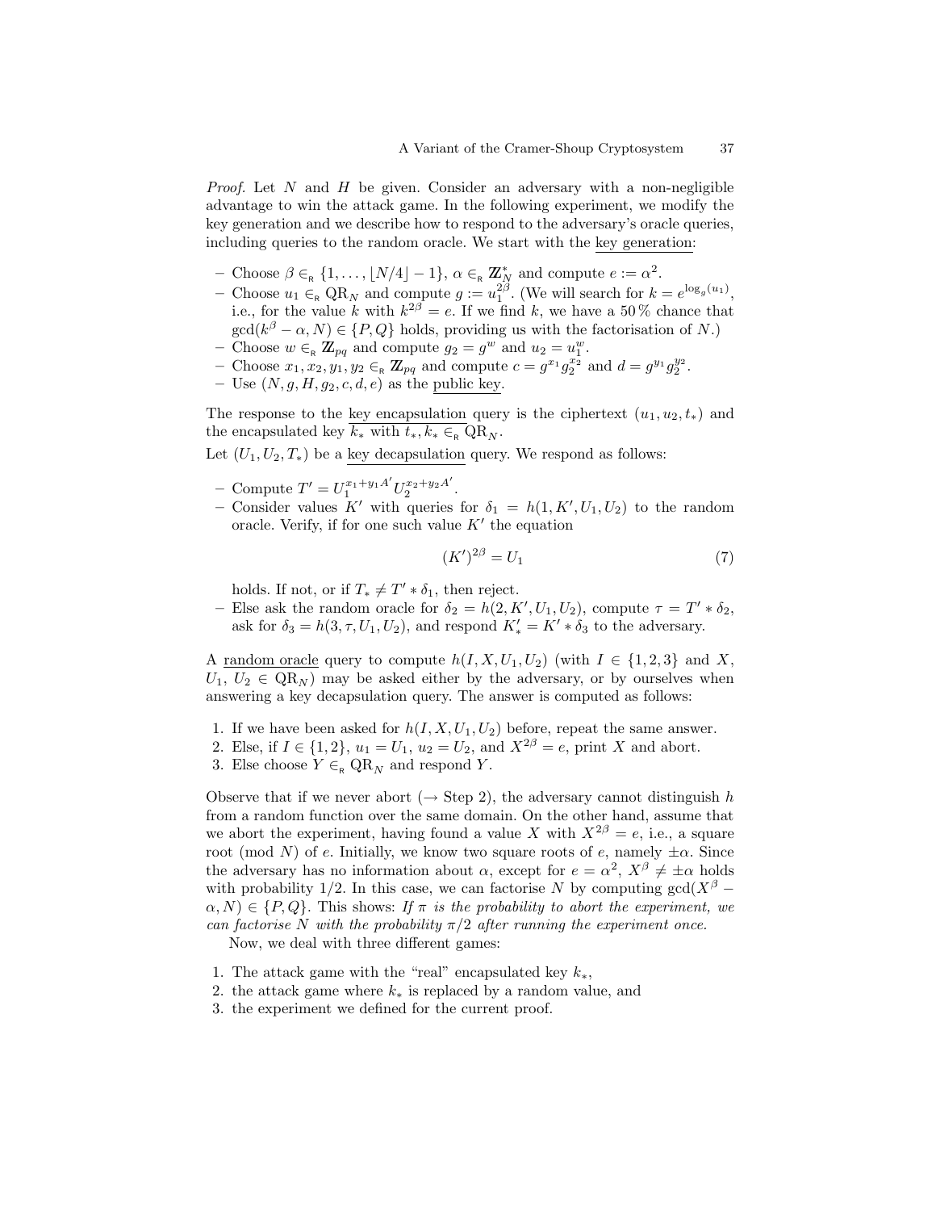*Proof.* Let $N$ and $H$ be given. Consider an adversary with a non-negligible advantage to win the attack game. In the following experiment, we modify the key generation and we describe how to respond to the adversary's oracle queries, including queries to the random oracle. We start with the key generation:

- Choose $\beta \in_{\text{R}} \{1, \ldots, \lfloor N/4 \rfloor - 1\}$, $\alpha \in_{\text{R}} \mathbb{Z}_N^*$ and compute $e := \alpha^2$.
- Choose $u_1 \in_{\text{R}} \text{QR}_N$ and compute $g := u_1^{2\beta}$. (We will search for $k = e^{\log_g(u_1)}$, i.e., for the value $k$ with $k^{2\beta} = e$. If we find $k$, we have a 50 % chance that $\gcd(k^\beta - \alpha, N) \in \{P, Q\}$ holds, providing us with the factorisation of $N$.)
- Choose $w \in_{\text{R}} \mathbb{Z}_{pq}$ and compute $g_2 = g^w$ and $u_2 = u_1^w$.
- Choose $x_1, x_2, y_1, y_2 \in_{\text{R}} \mathbb{Z}_{pq}$ and compute $c = g^{x_1} g_2^{x_2}$ and $d = g^{y_1} g_2^{y_2}$.
- Use $(N, g, H, g_2, c, d, e)$ as the public key.

The response to the key encapsulation query is the ciphertext $(u_1, u_2, t_*)$ and the encapsulated key $k_*$ with $t_*, k_* \in_{\text{R}} \text{QR}_N$.

Let $(U_1, U_2, T_*)$ be a key decapsulation query. We respond as follows:

- Compute $T' = U_1^{x_1 + y_1 A'} U_2^{x_2 + y_2 A'}$.
- Consider values $K'$ with queries for $\delta_1 = h(1, K', U_1, U_2)$ to the random oracle. Verify, if for one such value $K'$ the equation

$$(K')^{2\beta} = U_1 \tag{7}$$

  holds. If not, or if $T_* \neq T' * \delta_1$, then reject.
- Else ask the random oracle for $\delta_2 = h(2, K', U_1, U_2)$, compute $\tau = T' * \delta_2$, ask for $\delta_3 = h(3, \tau, U_1, U_2)$, and respond $K'_* = K' * \delta_3$ to the adversary.

A random oracle query to compute $h(I, X, U_1, U_2)$ (with $I \in \{1, 2, 3\}$ and $X$, $U_1$, $U_2 \in \text{QR}_N$) may be asked either by the adversary, or by ourselves when answering a key decapsulation query. The answer is computed as follows:

1. If we have been asked for $h(I, X, U_1, U_2)$ before, repeat the same answer.
2. Else, if $I \in \{1, 2\}$, $u_1 = U_1$, $u_2 = U_2$, and $X^{2\beta} = e$, print $X$ and abort.
3. Else choose $Y \in_{\text{R}} \text{QR}_N$ and respond $Y$.

Observe that if we never abort ($\rightarrow$ Step 2), the adversary cannot distinguish $h$ from a random function over the same domain. On the other hand, assume that we abort the experiment, having found a value $X$ with $X^{2\beta} = e$, i.e., a square root (mod $N$) of $e$. Initially, we know two square roots of $e$, namely $\pm\alpha$. Since the adversary has no information about $\alpha$, except for $e = \alpha^2$, $X^\beta \neq \pm\alpha$ holds with probability 1/2. In this case, we can factorise $N$ by computing $\gcd(X^\beta - \alpha, N) \in \{P, Q\}$. This shows: *If $\pi$ is the probability to abort the experiment, we can factorise $N$ with the probability $\pi/2$ after running the experiment once.*

Now, we deal with three different games:

1. The attack game with the "real" encapsulated key $k_*$,
2. the attack game where $k_*$ is replaced by a random value, and
3. the experiment we defined for the current proof.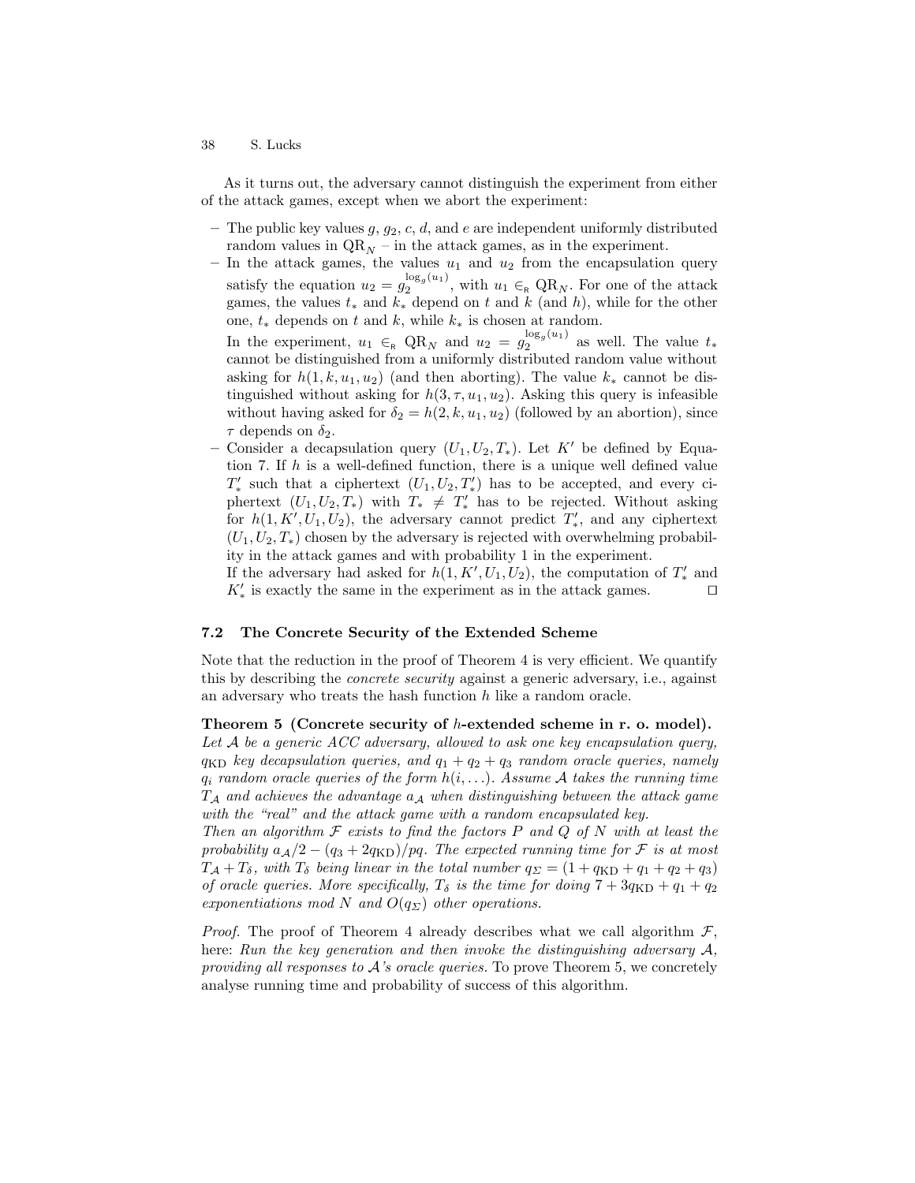As it turns out, the adversary cannot distinguish the experiment from either of the attack games, except when we abort the experiment:

- The public key values $g$, $g_2$, $c$, $d$, and $e$ are independent uniformly distributed random values in $\mathrm{QR}_N$ – in the attack games, as in the experiment.
- In the attack games, the values $u_1$ and $u_2$ from the encapsulation query satisfy the equation $u_2 = g_2^{\log_g(u_1)}$, with $u_1 \in_{\mathrm{R}} \mathrm{QR}_N$. For one of the attack games, the values $t_*$ and $k_*$ depend on $t$ and $k$ (and $h$), while for the other one, $t_*$ depends on $t$ and $k$, while $k_*$ is chosen at random.

  In the experiment, $u_1 \in_{\mathrm{R}} \mathrm{QR}_N$ and $u_2 = g_2^{\log_g(u_1)}$ as well. The value $t_*$ cannot be distinguished from a uniformly distributed random value without asking for $h(1, k, u_1, u_2)$ (and then aborting). The value $k_*$ cannot be distinguished without asking for $h(3, \tau, u_1, u_2)$. Asking this query is infeasible without having asked for $\delta_2 = h(2, k, u_1, u_2)$ (followed by an abortion), since $\tau$ depends on $\delta_2$.
- Consider a decapsulation query $(U_1, U_2, T_*)$. Let $K'$ be defined by Equation 7. If $h$ is a well-defined function, there is a unique well defined value $T'_*$ such that a ciphertext $(U_1, U_2, T'_*)$ has to be accepted, and every ciphertext $(U_1, U_2, T_*)$ with $T_* \neq T'_*$ has to be rejected. Without asking for $h(1, K', U_1, U_2)$, the adversary cannot predict $T'_*$, and any ciphertext $(U_1, U_2, T_*)$ chosen by the adversary is rejected with overwhelming probability in the attack games and with probability 1 in the experiment.

  If the adversary had asked for $h(1, K', U_1, U_2)$, the computation of $T'_*$ and $K'_*$ is exactly the same in the experiment as in the attack games. □

### 7.2 The Concrete Security of the Extended Scheme

Note that the reduction in the proof of Theorem 4 is very efficient. We quantify this by describing the *concrete security* against a generic adversary, i.e., against an adversary who treats the hash function $h$ like a random oracle.

**Theorem 5 (Concrete security of $h$-extended scheme in r. o. model).** *Let $\mathcal{A}$ be a generic ACC adversary, allowed to ask one key encapsulation query, $q_{\mathrm{KD}}$ key decapsulation queries, and $q_1 + q_2 + q_3$ random oracle queries, namely $q_i$ random oracle queries of the form $h(i, \ldots)$. Assume $\mathcal{A}$ takes the running time $T_{\mathcal{A}}$ and achieves the advantage $a_{\mathcal{A}}$ when distinguishing between the attack game with the "real" and the attack game with a random encapsulated key.*
*Then an algorithm $\mathcal{F}$ exists to find the factors $P$ and $Q$ of $N$ with at least the probability $a_{\mathcal{A}}/2 - (q_3 + 2q_{\mathrm{KD}})/pq$. The expected running time for $\mathcal{F}$ is at most $T_{\mathcal{A}} + T_\delta$, with $T_\delta$ being linear in the total number $q_\Sigma = (1 + q_{\mathrm{KD}} + q_1 + q_2 + q_3)$ of oracle queries. More specifically, $T_\delta$ is the time for doing $7 + 3q_{\mathrm{KD}} + q_1 + q_2$ exponentiations mod $N$ and $O(q_\Sigma)$ other operations.*

*Proof.* The proof of Theorem 4 already describes what we call algorithm $\mathcal{F}$, here: *Run the key generation and then invoke the distinguishing adversary $\mathcal{A}$, providing all responses to $\mathcal{A}$'s oracle queries.* To prove Theorem 5, we concretely analyse running time and probability of success of this algorithm.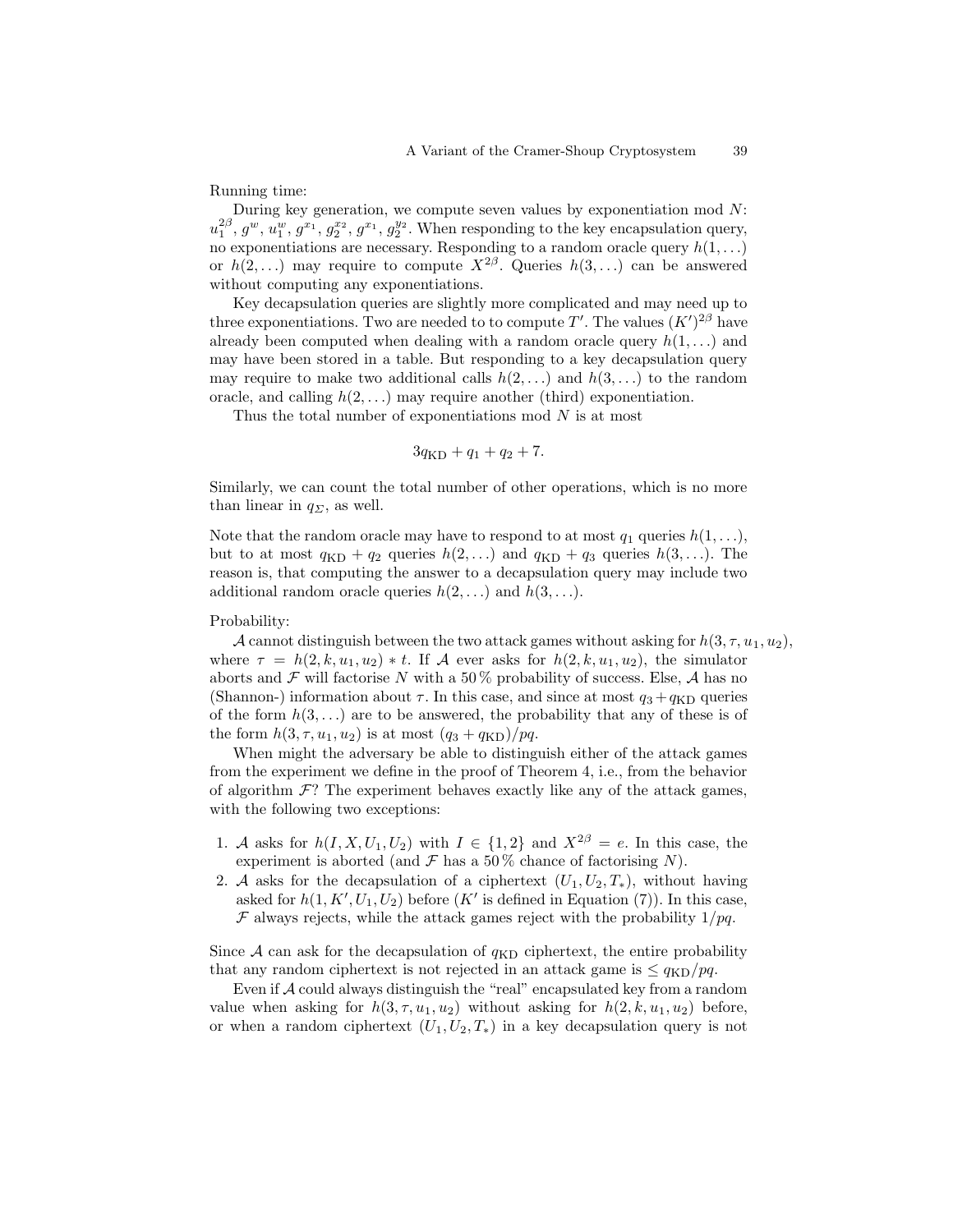Running time:

During key generation, we compute seven values by exponentiation mod $N$: $u_1^{2\beta}$, $g^w$, $u_1^w$, $g^{x_1}$, $g_2^{x_2}$, $g^{x_1}$, $g_2^{y_2}$. When responding to the key encapsulation query, no exponentiations are necessary. Responding to a random oracle query $h(1,\ldots)$ or $h(2,\ldots)$ may require to compute $X^{2\beta}$. Queries $h(3,\ldots)$ can be answered without computing any exponentiations.

Key decapsulation queries are slightly more complicated and may need up to three exponentiations. Two are needed to to compute $T'$. The values $(K')^{2\beta}$ have already been computed when dealing with a random oracle query $h(1,\ldots)$ and may have been stored in a table. But responding to a key decapsulation query may require to make two additional calls $h(2,\ldots)$ and $h(3,\ldots)$ to the random oracle, and calling $h(2,\ldots)$ may require another (third) exponentiation.

Thus the total number of exponentiations mod $N$ is at most

$$3q_{\text{KD}} + q_1 + q_2 + 7.$$

Similarly, we can count the total number of other operations, which is no more than linear in $q_\Sigma$, as well.

Note that the random oracle may have to respond to at most $q_1$ queries $h(1,\ldots)$, but to at most $q_{\text{KD}} + q_2$ queries $h(2,\ldots)$ and $q_{\text{KD}} + q_3$ queries $h(3,\ldots)$. The reason is, that computing the answer to a decapsulation query may include two additional random oracle queries $h(2,\ldots)$ and $h(3,\ldots)$.

Probability:

$\mathcal{A}$ cannot distinguish between the two attack games without asking for $h(3,\tau,u_1,u_2)$, where $\tau = h(2,k,u_1,u_2) * t$. If $\mathcal{A}$ ever asks for $h(2,k,u_1,u_2)$, the simulator aborts and $\mathcal{F}$ will factorise $N$ with a 50 % probability of success. Else, $\mathcal{A}$ has no (Shannon-) information about $\tau$. In this case, and since at most $q_3 + q_{\text{KD}}$ queries of the form $h(3,\ldots)$ are to be answered, the probability that any of these is of the form $h(3,\tau,u_1,u_2)$ is at most $(q_3 + q_{\text{KD}})/pq$.

When might the adversary be able to distinguish either of the attack games from the experiment we define in the proof of Theorem 4, i.e., from the behavior of algorithm $\mathcal{F}$? The experiment behaves exactly like any of the attack games, with the following two exceptions:

1. $\mathcal{A}$ asks for $h(I,X,U_1,U_2)$ with $I \in \{1,2\}$ and $X^{2\beta} = e$. In this case, the experiment is aborted (and $\mathcal{F}$ has a 50 % chance of factorising $N$).
2. $\mathcal{A}$ asks for the decapsulation of a ciphertext $(U_1,U_2,T_*)$, without having asked for $h(1,K',U_1,U_2)$ before ($K'$ is defined in Equation (7)). In this case, $\mathcal{F}$ always rejects, while the attack games reject with the probability $1/pq$.

Since $\mathcal{A}$ can ask for the decapsulation of $q_{\text{KD}}$ ciphertext, the entire probability that any random ciphertext is not rejected in an attack game is $\leq q_{\text{KD}}/pq$.

Even if $\mathcal{A}$ could always distinguish the "real" encapsulated key from a random value when asking for $h(3,\tau,u_1,u_2)$ without asking for $h(2,k,u_1,u_2)$ before, or when a random ciphertext $(U_1,U_2,T_*)$ in a key decapsulation query is not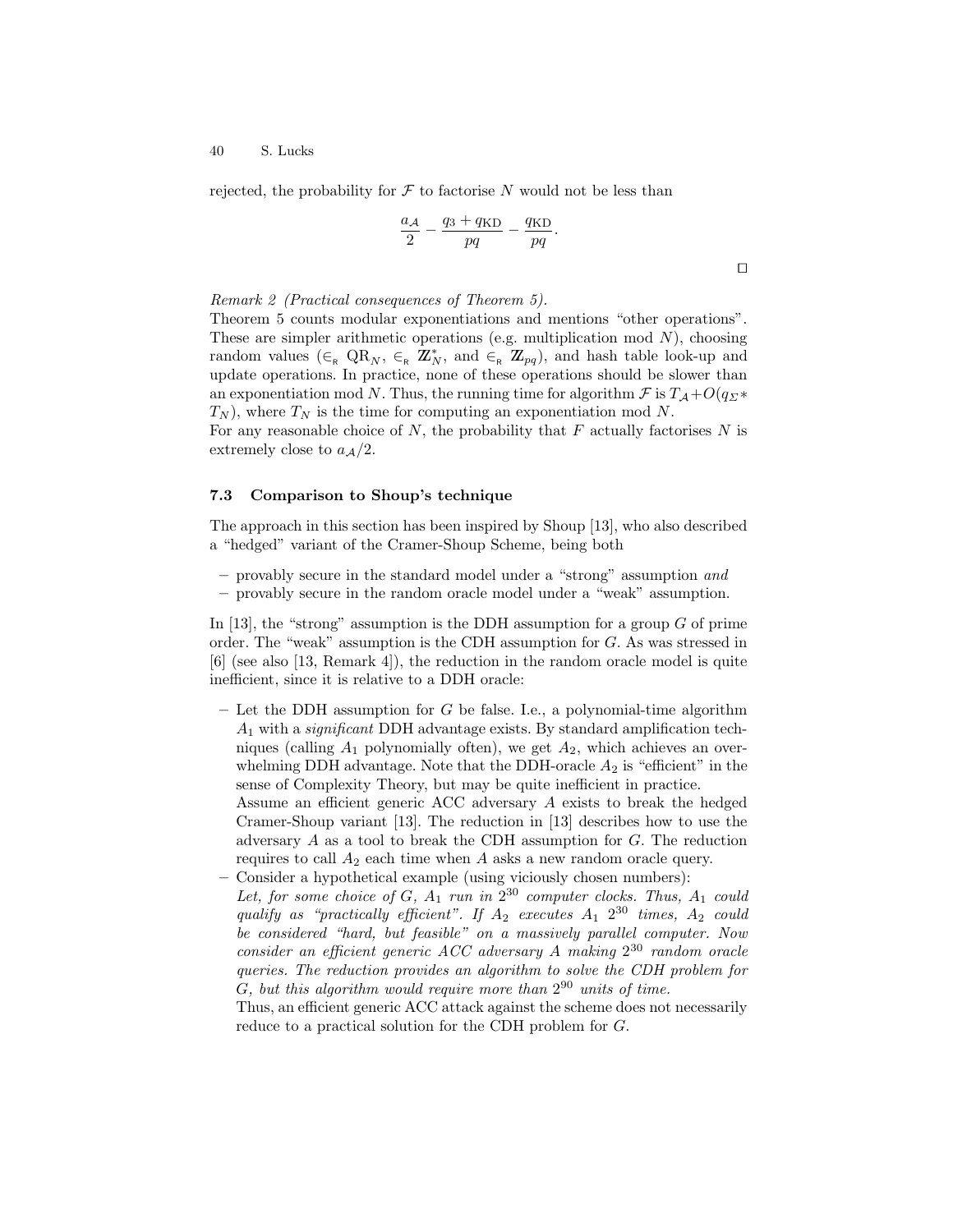rejected, the probability for $\mathcal{F}$ to factorise $N$ would not be less than

$$\frac{a_{\mathcal{A}}}{2} - \frac{q_3 + q_{\mathrm{KD}}}{pq} - \frac{q_{\mathrm{KD}}}{pq}.$$

$\square$

*Remark 2 (Practical consequences of Theorem 5).*
Theorem 5 counts modular exponentiations and mentions "other operations". These are simpler arithmetic operations (e.g. multiplication mod $N$), choosing random values ($\in_{\mathrm{R}} \mathrm{QR}_N$, $\in_{\mathrm{R}} \mathbb{Z}_N^*$, and $\in_{\mathrm{R}} \mathbb{Z}_{pq}$), and hash table look-up and update operations. In practice, none of these operations should be slower than an exponentiation mod $N$. Thus, the running time for algorithm $\mathcal{F}$ is $T_{\mathcal{A}} + O(q_{\Sigma} * T_N)$, where $T_N$ is the time for computing an exponentiation mod $N$.
For any reasonable choice of $N$, the probability that $F$ actually factorises $N$ is extremely close to $a_{\mathcal{A}}/2$.

### 7.3 Comparison to Shoup's technique

The approach in this section has been inspired by Shoup [13], who also described a "hedged" variant of the Cramer-Shoup Scheme, being both

- provably secure in the standard model under a "strong" assumption *and*
- provably secure in the random oracle model under a "weak" assumption.

In [13], the "strong" assumption is the DDH assumption for a group $G$ of prime order. The "weak" assumption is the CDH assumption for $G$. As was stressed in [6] (see also [13, Remark 4]), the reduction in the random oracle model is quite inefficient, since it is relative to a DDH oracle:

- Let the DDH assumption for $G$ be false. I.e., a polynomial-time algorithm $A_1$ with a *significant* DDH advantage exists. By standard amplification techniques (calling $A_1$ polynomially often), we get $A_2$, which achieves an overwhelming DDH advantage. Note that the DDH-oracle $A_2$ is "efficient" in the sense of Complexity Theory, but may be quite inefficient in practice.
  Assume an efficient generic ACC adversary $A$ exists to break the hedged Cramer-Shoup variant [13]. The reduction in [13] describes how to use the adversary $A$ as a tool to break the CDH assumption for $G$. The reduction requires to call $A_2$ each time when $A$ asks a new random oracle query.
- Consider a hypothetical example (using viciously chosen numbers):
  *Let, for some choice of $G$, $A_1$ run in $2^{30}$ computer clocks. Thus, $A_1$ could qualify as "practically efficient". If $A_2$ executes $A_1$ $2^{30}$ times, $A_2$ could be considered "hard, but feasible" on a massively parallel computer. Now consider an efficient generic ACC adversary $A$ making $2^{30}$ random oracle queries. The reduction provides an algorithm to solve the CDH problem for $G$, but this algorithm would require more than $2^{90}$ units of time.*
  Thus, an efficient generic ACC attack against the scheme does not necessarily reduce to a practical solution for the CDH problem for $G$.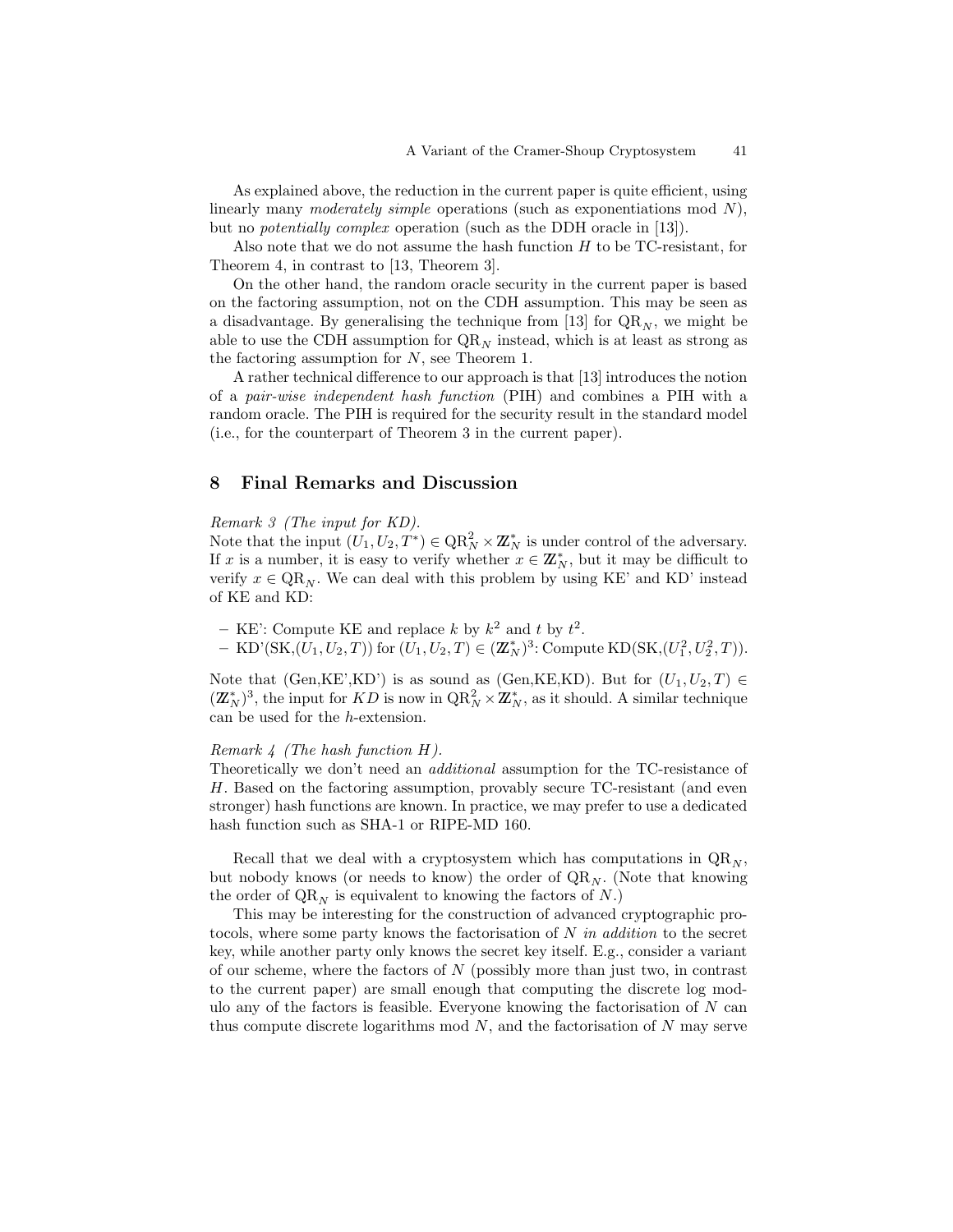As explained above, the reduction in the current paper is quite efficient, using linearly many *moderately simple* operations (such as exponentiations mod $N$), but no *potentially complex* operation (such as the DDH oracle in [13]).

Also note that we do not assume the hash function $H$ to be TC-resistant, for Theorem 4, in contrast to [13, Theorem 3].

On the other hand, the random oracle security in the current paper is based on the factoring assumption, not on the CDH assumption. This may be seen as a disadvantage. By generalising the technique from [13] for $\mathrm{QR}_N$, we might be able to use the CDH assumption for $\mathrm{QR}_N$ instead, which is at least as strong as the factoring assumption for $N$, see Theorem 1.

A rather technical difference to our approach is that [13] introduces the notion of a *pair-wise independent hash function* (PIH) and combines a PIH with a random oracle. The PIH is required for the security result in the standard model (i.e., for the counterpart of Theorem 3 in the current paper).

## 8 Final Remarks and Discussion

*Remark 3 (The input for KD).*
Note that the input $(U_1, U_2, T^*) \in \mathrm{QR}_N^2 \times \mathbb{Z}_N^*$ is under control of the adversary. If $x$ is a number, it is easy to verify whether $x \in \mathbb{Z}_N^*$, but it may be difficult to verify $x \in \mathrm{QR}_N$. We can deal with this problem by using KE' and KD' instead of KE and KD:

- KE': Compute KE and replace $k$ by $k^2$ and $t$ by $t^2$.
- KD'(SK,$(U_1, U_2, T)$) for $(U_1, U_2, T) \in (\mathbb{Z}_N^*)^3$: Compute KD(SK,$(U_1^2, U_2^2, T)$).

Note that (Gen,KE',KD') is as sound as (Gen,KE,KD). But for $(U_1, U_2, T) \in (\mathbb{Z}_N^*)^3$, the input for $KD$ is now in $\mathrm{QR}_N^2 \times \mathbb{Z}_N^*$, as it should. A similar technique can be used for the $h$-extension.

*Remark 4 (The hash function H).*
Theoretically we don't need an *additional* assumption for the TC-resistance of $H$. Based on the factoring assumption, provably secure TC-resistant (and even stronger) hash functions are known. In practice, we may prefer to use a dedicated hash function such as SHA-1 or RIPE-MD 160.

Recall that we deal with a cryptosystem which has computations in $\mathrm{QR}_N$, but nobody knows (or needs to know) the order of $\mathrm{QR}_N$. (Note that knowing the order of $\mathrm{QR}_N$ is equivalent to knowing the factors of $N$.)

This may be interesting for the construction of advanced cryptographic protocols, where some party knows the factorisation of $N$ *in addition* to the secret key, while another party only knows the secret key itself. E.g., consider a variant of our scheme, where the factors of $N$ (possibly more than just two, in contrast to the current paper) are small enough that computing the discrete log modulo any of the factors is feasible. Everyone knowing the factorisation of $N$ can thus compute discrete logarithms mod $N$, and the factorisation of $N$ may serve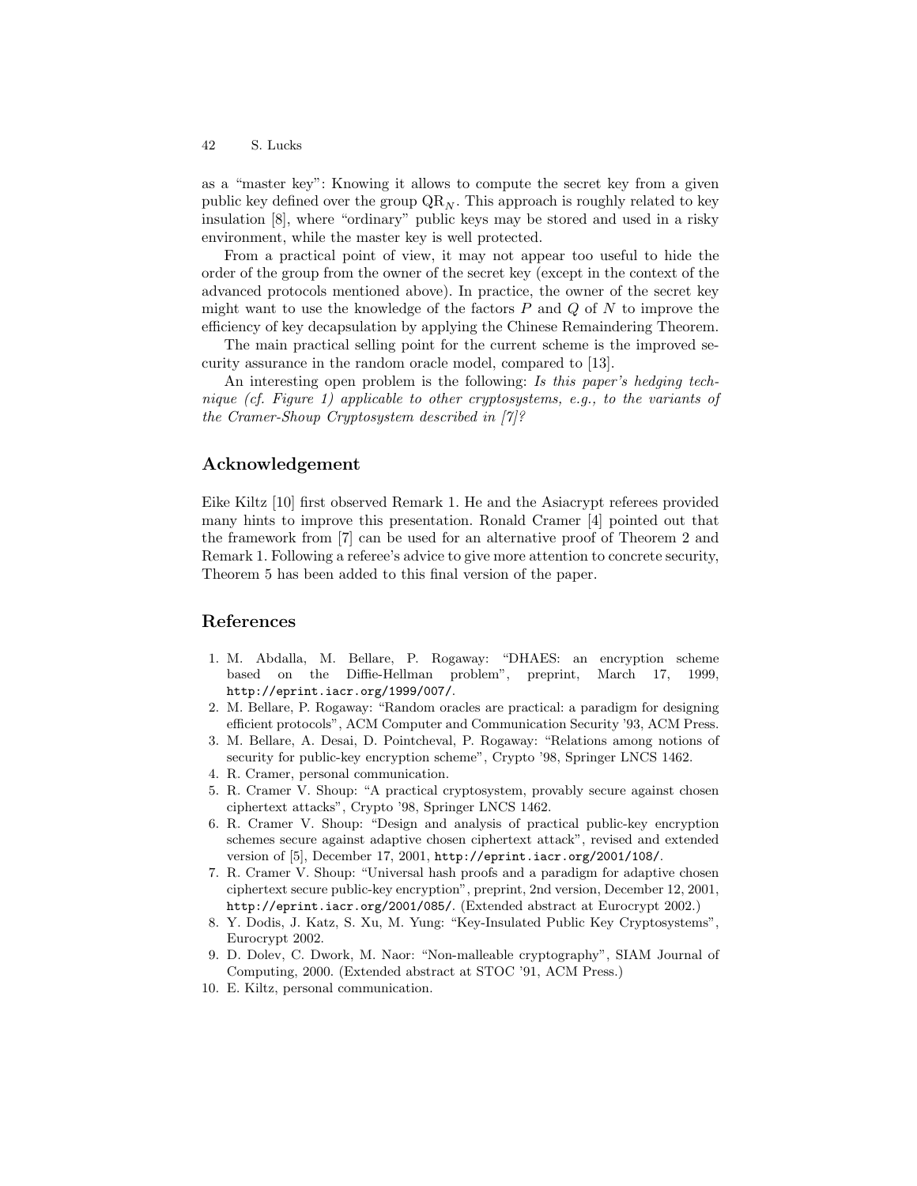as a "master key": Knowing it allows to compute the secret key from a given public key defined over the group $\mathrm{QR}_N$. This approach is roughly related to key insulation [8], where "ordinary" public keys may be stored and used in a risky environment, while the master key is well protected.

From a practical point of view, it may not appear too useful to hide the order of the group from the owner of the secret key (except in the context of the advanced protocols mentioned above). In practice, the owner of the secret key might want to use the knowledge of the factors $P$ and $Q$ of $N$ to improve the efficiency of key decapsulation by applying the Chinese Remaindering Theorem.

The main practical selling point for the current scheme is the improved security assurance in the random oracle model, compared to [13].

An interesting open problem is the following: *Is this paper's hedging technique (cf. Figure 1) applicable to other cryptosystems, e.g., to the variants of the Cramer-Shoup Cryptosystem described in [7]?*

## Acknowledgement

Eike Kiltz [10] first observed Remark 1. He and the Asiacrypt referees provided many hints to improve this presentation. Ronald Cramer [4] pointed out that the framework from [7] can be used for an alternative proof of Theorem 2 and Remark 1. Following a referee's advice to give more attention to concrete security, Theorem 5 has been added to this final version of the paper.

## References

1. M. Abdalla, M. Bellare, P. Rogaway: "DHAES: an encryption scheme based on the Diffie-Hellman problem", preprint, March 17, 1999, `http://eprint.iacr.org/1999/007/`.
2. M. Bellare, P. Rogaway: "Random oracles are practical: a paradigm for designing efficient protocols", ACM Computer and Communication Security '93, ACM Press.
3. M. Bellare, A. Desai, D. Pointcheval, P. Rogaway: "Relations among notions of security for public-key encryption scheme", Crypto '98, Springer LNCS 1462.
4. R. Cramer, personal communication.
5. R. Cramer V. Shoup: "A practical cryptosystem, provably secure against chosen ciphertext attacks", Crypto '98, Springer LNCS 1462.
6. R. Cramer V. Shoup: "Design and analysis of practical public-key encryption schemes secure against adaptive chosen ciphertext attack", revised and extended version of [5], December 17, 2001, `http://eprint.iacr.org/2001/108/`.
7. R. Cramer V. Shoup: "Universal hash proofs and a paradigm for adaptive chosen ciphertext secure public-key encryption", preprint, 2nd version, December 12, 2001, `http://eprint.iacr.org/2001/085/`. (Extended abstract at Eurocrypt 2002.)
8. Y. Dodis, J. Katz, S. Xu, M. Yung: "Key-Insulated Public Key Cryptosystems", Eurocrypt 2002.
9. D. Dolev, C. Dwork, M. Naor: "Non-malleable cryptography", SIAM Journal of Computing, 2000. (Extended abstract at STOC '91, ACM Press.)
10. E. Kiltz, personal communication.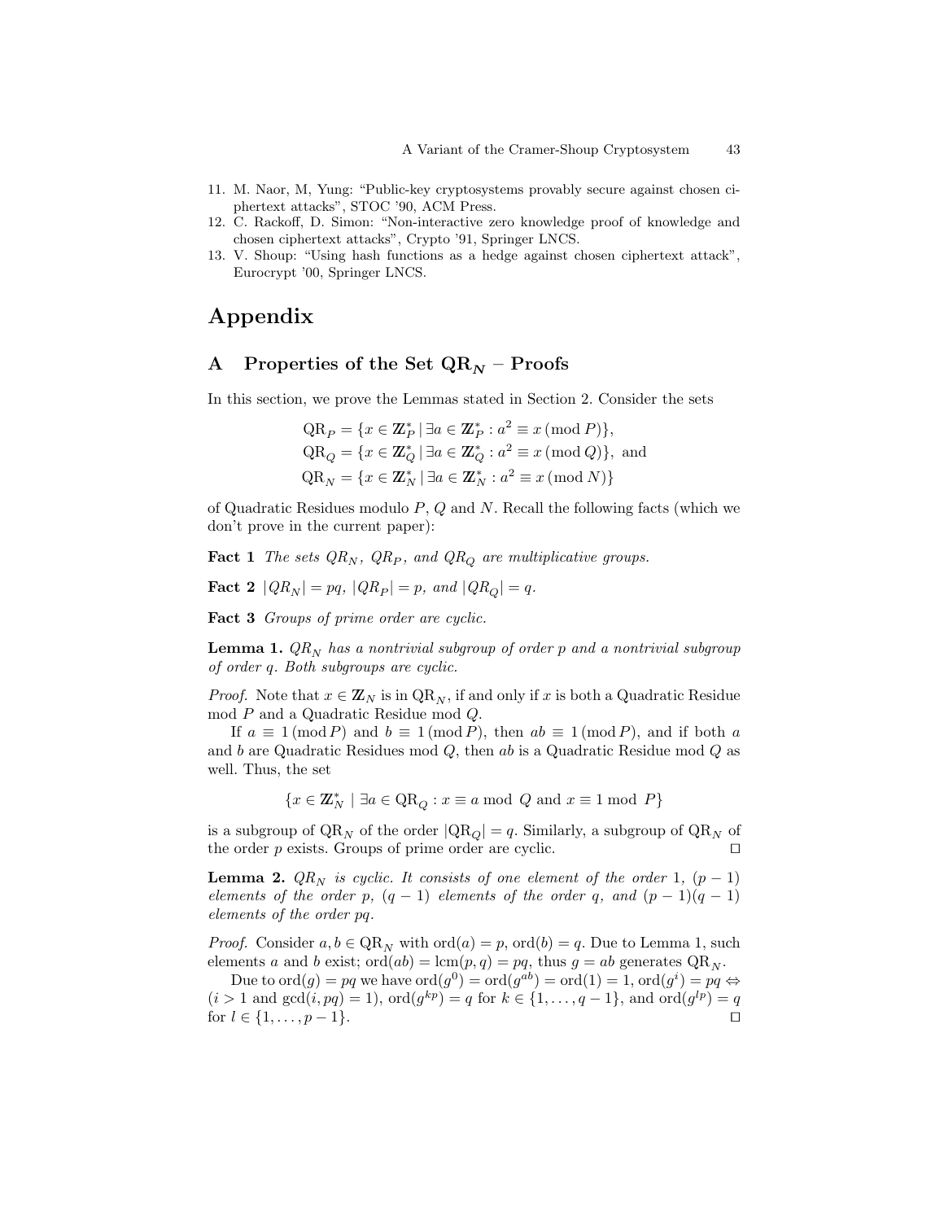11. M. Naor, M, Yung: "Public-key cryptosystems provably secure against chosen ciphertext attacks", STOC '90, ACM Press.
12. C. Rackoff, D. Simon: "Non-interactive zero knowledge proof of knowledge and chosen ciphertext attacks", Crypto '91, Springer LNCS.
13. V. Shoup: "Using hash functions as a hedge against chosen ciphertext attack", Eurocrypt '00, Springer LNCS.

# Appendix

## A Properties of the Set $\mathrm{QR}_N$ – Proofs

In this section, we prove the Lemmas stated in Section 2. Consider the sets

$$\begin{aligned}
\mathrm{QR}_P &= \{x \in \mathbb{Z}_P^* \mid \exists a \in \mathbb{Z}_P^* : a^2 \equiv x \pmod{P}\},\\
\mathrm{QR}_Q &= \{x \in \mathbb{Z}_Q^* \mid \exists a \in \mathbb{Z}_Q^* : a^2 \equiv x \pmod{Q}\}, \text{ and}\\
\mathrm{QR}_N &= \{x \in \mathbb{Z}_N^* \mid \exists a \in \mathbb{Z}_N^* : a^2 \equiv x \pmod{N}\}
\end{aligned}$$

of Quadratic Residues modulo $P$, $Q$ and $N$. Recall the following facts (which we don't prove in the current paper):

**Fact 1** *The sets $QR_N$, $QR_P$, and $QR_Q$ are multiplicative groups.*

**Fact 2** $|QR_N| = pq$, $|QR_P| = p$, *and* $|QR_Q| = q$.

**Fact 3** *Groups of prime order are cyclic.*

**Lemma 1.** *$QR_N$ has a nontrivial subgroup of order $p$ and a nontrivial subgroup of order $q$. Both subgroups are cyclic.*

*Proof.* Note that $x \in \mathbb{Z}_N$ is in $\mathrm{QR}_N$, if and only if $x$ is both a Quadratic Residue mod $P$ and a Quadratic Residue mod $Q$.

If $a \equiv 1 \pmod{P}$ and $b \equiv 1 \pmod{P}$, then $ab \equiv 1 \pmod{P}$, and if both $a$ and $b$ are Quadratic Residues mod $Q$, then $ab$ is a Quadratic Residue mod $Q$ as well. Thus, the set

$$\{x \in \mathbb{Z}_N^* \mid \exists a \in \mathrm{QR}_Q : x \equiv a \bmod Q \text{ and } x \equiv 1 \bmod P\}$$

is a subgroup of $\mathrm{QR}_N$ of the order $|\mathrm{QR}_Q| = q$. Similarly, a subgroup of $\mathrm{QR}_N$ of the order $p$ exists. Groups of prime order are cyclic. □

**Lemma 2.** *$QR_N$ is cyclic. It consists of one element of the order 1, $(p-1)$ elements of the order $p$, $(q-1)$ elements of the order $q$, and $(p-1)(q-1)$ elements of the order $pq$.*

*Proof.* Consider $a, b \in \mathrm{QR}_N$ with $\mathrm{ord}(a) = p$, $\mathrm{ord}(b) = q$. Due to Lemma 1, such elements $a$ and $b$ exist; $\mathrm{ord}(ab) = \mathrm{lcm}(p,q) = pq$, thus $g = ab$ generates $\mathrm{QR}_N$.

Due to $\mathrm{ord}(g) = pq$ we have $\mathrm{ord}(g^0) = \mathrm{ord}(g^{ab}) = \mathrm{ord}(1) = 1$, $\mathrm{ord}(g^i) = pq \Leftrightarrow (i > 1 \text{ and } \gcd(i, pq) = 1)$, $\mathrm{ord}(g^{kp}) = q$ for $k \in \{1, \ldots, q-1\}$, and $\mathrm{ord}(g^{lp}) = q$ for $l \in \{1, \ldots, p-1\}$. □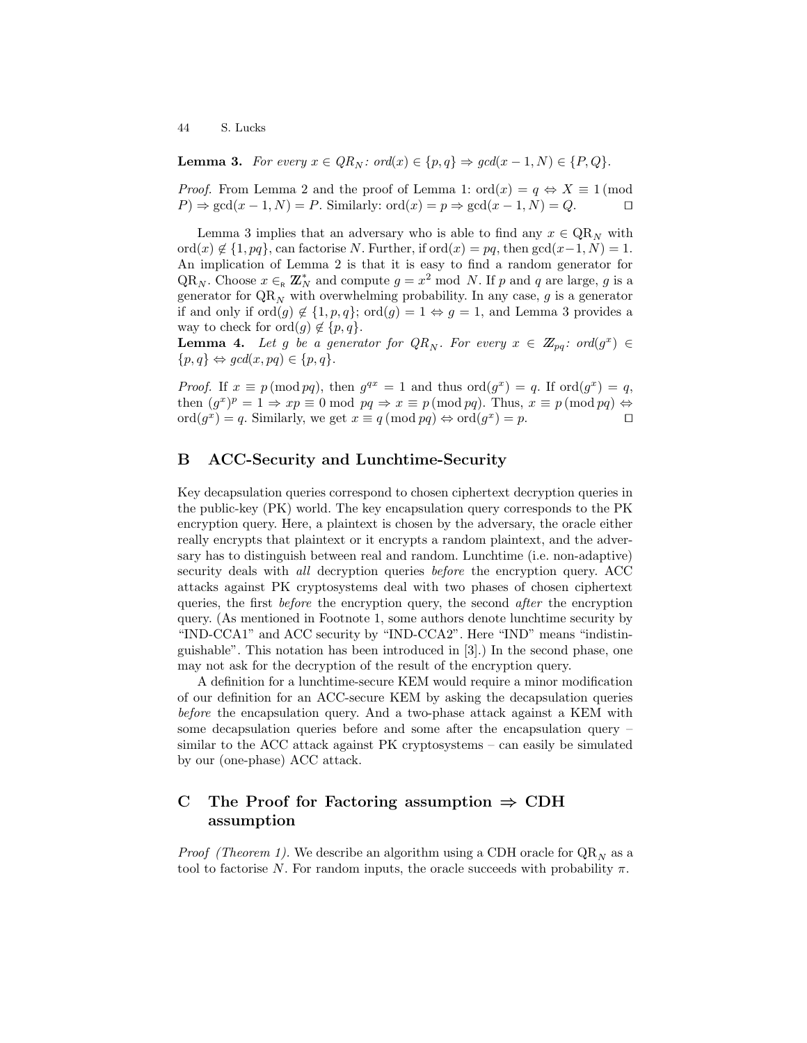**Lemma 3.** *For every $x \in QR_N$: $ord(x) \in \{p, q\} \Rightarrow gcd(x-1, N) \in \{P, Q\}$.*

*Proof.* From Lemma 2 and the proof of Lemma 1: $\text{ord}(x) = q \Leftrightarrow X \equiv 1 \pmod{P} \Rightarrow \gcd(x-1, N) = P$. Similarly: $\text{ord}(x) = p \Rightarrow \gcd(x-1, N) = Q$. □

Lemma 3 implies that an adversary who is able to find any $x \in \text{QR}_N$ with $\text{ord}(x) \notin \{1, pq\}$, can factorise $N$. Further, if $\text{ord}(x) = pq$, then $\gcd(x-1, N) = 1$. An implication of Lemma 2 is that it is easy to find a random generator for $\text{QR}_N$. Choose $x \in_{\text{R}} \mathbb{Z}_N^*$ and compute $g = x^2 \bmod N$. If $p$ and $q$ are large, $g$ is a generator for $\text{QR}_N$ with overwhelming probability. In any case, $g$ is a generator if and only if $\text{ord}(g) \notin \{1, p, q\}$; $\text{ord}(g) = 1 \Leftrightarrow g = 1$, and Lemma 3 provides a way to check for $\text{ord}(g) \notin \{p, q\}$.

**Lemma 4.** *Let $g$ be a generator for $QR_N$. For every $x \in \mathbb{Z}_{pq}$: $ord(g^x) \in \{p, q\} \Leftrightarrow gcd(x, pq) \in \{p, q\}$.*

*Proof.* If $x \equiv p \pmod{pq}$, then $g^{qx} = 1$ and thus $\text{ord}(g^x) = q$. If $\text{ord}(g^x) = q$, then $(g^x)^p = 1 \Rightarrow xp \equiv 0 \bmod pq \Rightarrow x \equiv p \pmod{pq}$. Thus, $x \equiv p \pmod{pq} \Leftrightarrow \text{ord}(g^x) = q$. Similarly, we get $x \equiv q \pmod{pq} \Leftrightarrow \text{ord}(g^x) = p$. □

## B ACC-Security and Lunchtime-Security

Key decapsulation queries correspond to chosen ciphertext decryption queries in the public-key (PK) world. The key encapsulation query corresponds to the PK encryption query. Here, a plaintext is chosen by the adversary, the oracle either really encrypts that plaintext or it encrypts a random plaintext, and the adversary has to distinguish between real and random. Lunchtime (i.e. non-adaptive) security deals with *all* decryption queries *before* the encryption query. ACC attacks against PK cryptosystems deal with two phases of chosen ciphertext queries, the first *before* the encryption query, the second *after* the encryption query. (As mentioned in Footnote 1, some authors denote lunchtime security by "IND-CCA1" and ACC security by "IND-CCA2". Here "IND" means "indistinguishable". This notation has been introduced in [3].) In the second phase, one may not ask for the decryption of the result of the encryption query.

A definition for a lunchtime-secure KEM would require a minor modification of our definition for an ACC-secure KEM by asking the decapsulation queries *before* the encapsulation query. And a two-phase attack against a KEM with some decapsulation queries before and some after the encapsulation query – similar to the ACC attack against PK cryptosystems – can easily be simulated by our (one-phase) ACC attack.

## C The Proof for Factoring assumption ⇒ CDH assumption

*Proof (Theorem 1).* We describe an algorithm using a CDH oracle for $\text{QR}_N$ as a tool to factorise $N$. For random inputs, the oracle succeeds with probability $\pi$.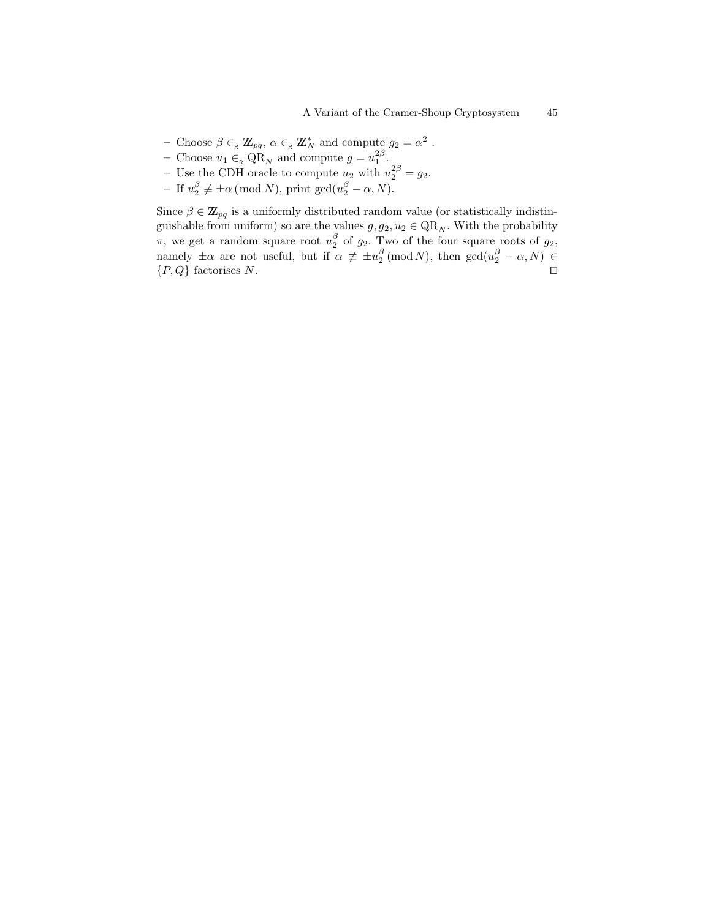- Choose $\beta \in_{\mathsf{R}} \mathbb{Z}_{pq}$, $\alpha \in_{\mathsf{R}} \mathbb{Z}_N^*$ and compute $g_2 = \alpha^2$ .
- Choose $u_1 \in_{\mathsf{R}} \mathrm{QR}_N$ and compute $g = u_1^{2\beta}$.
- Use the CDH oracle to compute $u_2$ with $u_2^{2\beta} = g_2$.
- If $u_2^\beta \not\equiv \pm\alpha \pmod N$, print $\gcd(u_2^\beta - \alpha, N)$.

Since $\beta \in \mathbb{Z}_{pq}$ is a uniformly distributed random value (or statistically indistinguishable from uniform) so are the values $g, g_2, u_2 \in \mathrm{QR}_N$. With the probability $\pi$, we get a random square root $u_2^\beta$ of $g_2$. Two of the four square roots of $g_2$, namely $\pm\alpha$ are not useful, but if $\alpha \not\equiv \pm u_2^\beta \pmod N$, then $\gcd(u_2^\beta - \alpha, N) \in \{P, Q\}$ factorises $N$. □